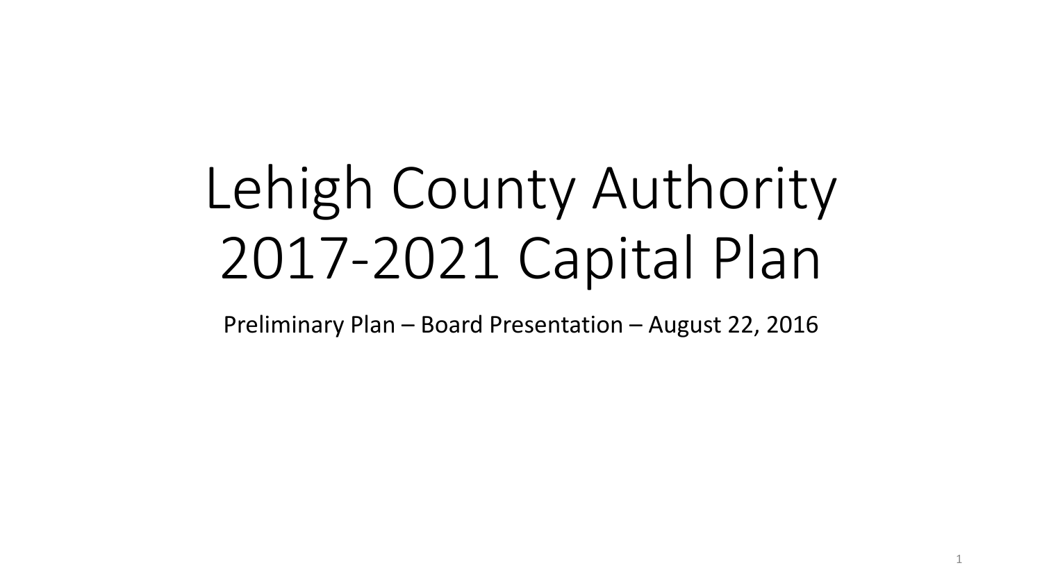# Lehigh County Authority 2017-2021 Capital Plan

Preliminary Plan – Board Presentation – August 22, 2016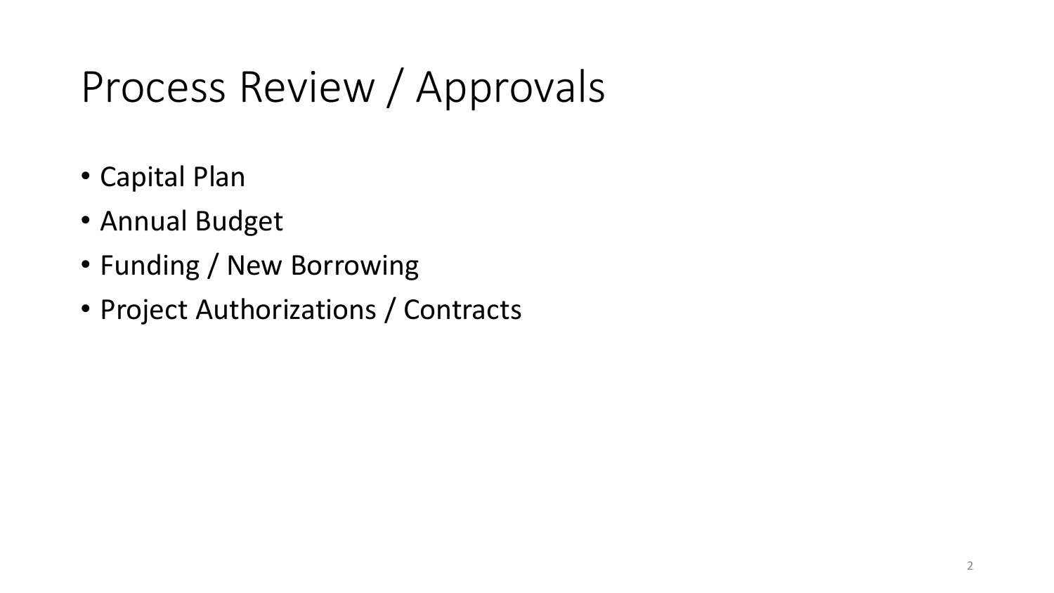# Process Review / Approvals

- Capital Plan
- Annual Budget
- Funding / New Borrowing
- Project Authorizations / Contracts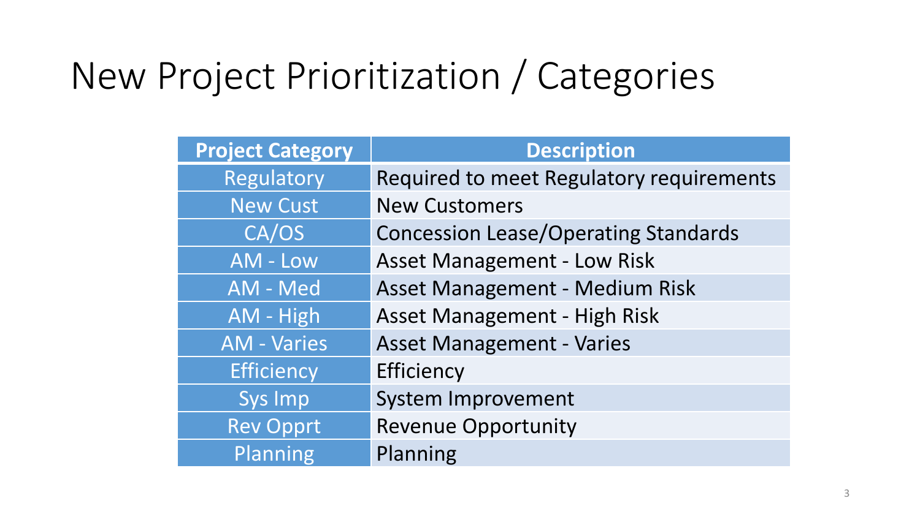# New Project Prioritization / Categories

| Project Category | Description |
| --- | --- |
| Regulatory | Required to meet Regulatory requirements |
| New Cust | New Customers |
| CA/OS | Concession Lease/Operating Standards |
| AM - Low | Asset Management - Low Risk |
| AM - Med | Asset Management - Medium Risk |
| AM - High | Asset Management - High Risk |
| AM - Varies | Asset Management - Varies |
| Efficiency | Efficiency |
| Sys Imp | System Improvement |
| Rev Opprt | Revenue Opportunity |
| Planning | Planning |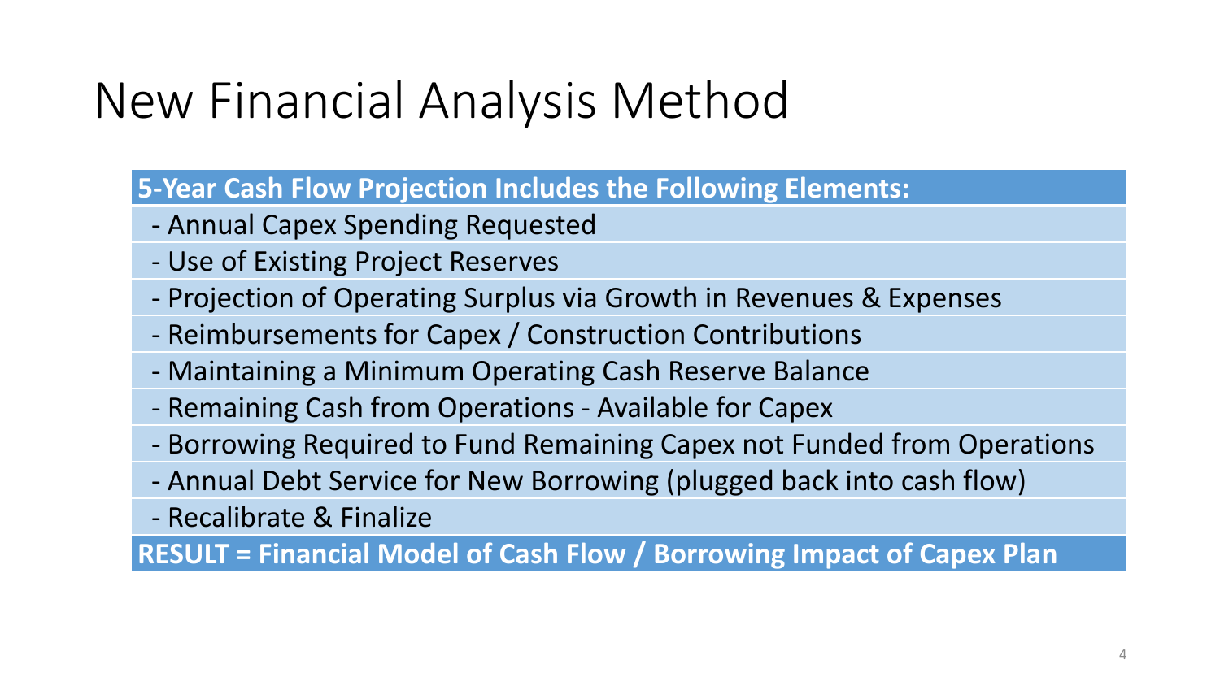# New Financial Analysis Method

**5-Year Cash Flow Projection Includes the Following Elements:**

- Annual Capex Spending Requested
- Use of Existing Project Reserves
- Projection of Operating Surplus via Growth in Revenues & Expenses
- Reimbursements for Capex / Construction Contributions
- Maintaining a Minimum Operating Cash Reserve Balance
- Remaining Cash from Operations - Available for Capex
- Borrowing Required to Fund Remaining Capex not Funded from Operations
- Annual Debt Service for New Borrowing (plugged back into cash flow)
- Recalibrate & Finalize

**RESULT = Financial Model of Cash Flow / Borrowing Impact of Capex Plan**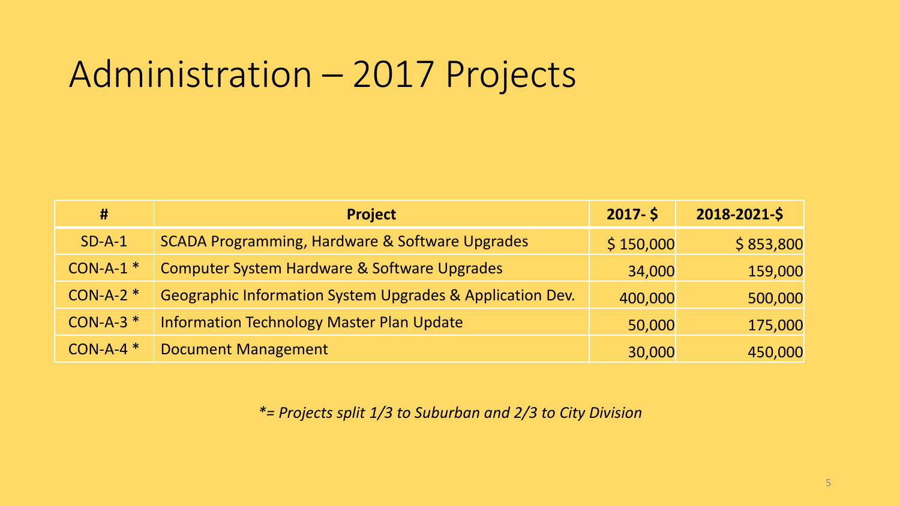# Administration – 2017 Projects

| # | Project | 2017- $ | 2018-2021-$ |
|---|---|---|---|
| SD-A-1 | SCADA Programming, Hardware & Software Upgrades | $ 150,000 | $ 853,800 |
| CON-A-1 * | Computer System Hardware & Software Upgrades | 34,000 | 159,000 |
| CON-A-2 * | Geographic Information System Upgrades & Application Dev. | 400,000 | 500,000 |
| CON-A-3 * | Information Technology Master Plan Update | 50,000 | 175,000 |
| CON-A-4 * | Document Management | 30,000 | 450,000 |

*\*= Projects split 1/3 to Suburban and 2/3 to City Division*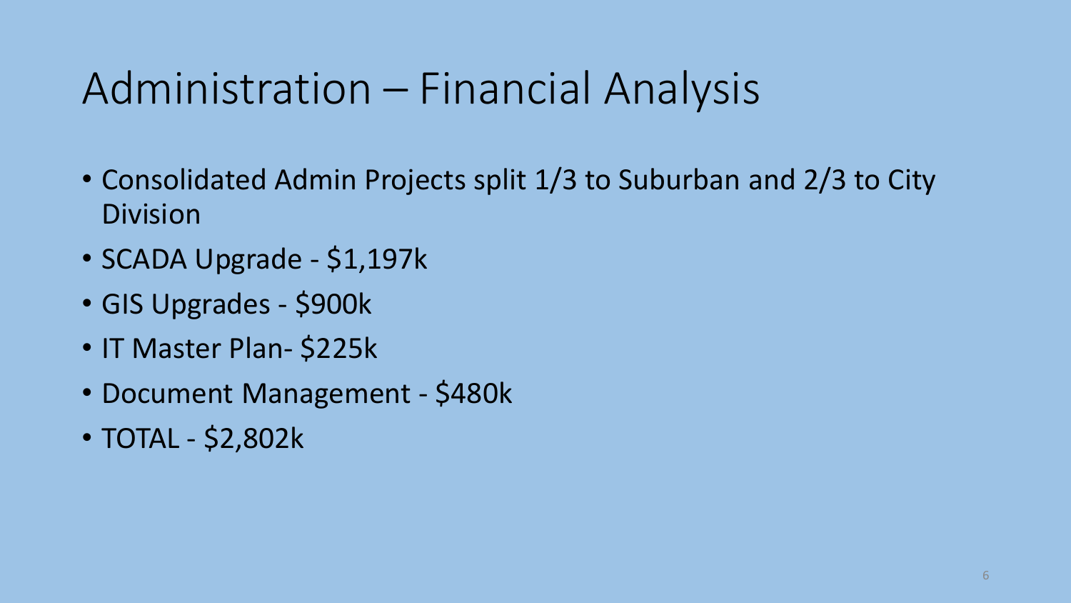# Administration – Financial Analysis

- Consolidated Admin Projects split 1/3 to Suburban and 2/3 to City Division
- SCADA Upgrade - $1,197k
- GIS Upgrades - $900k
- IT Master Plan- $225k
- Document Management - $480k
- TOTAL - $2,802k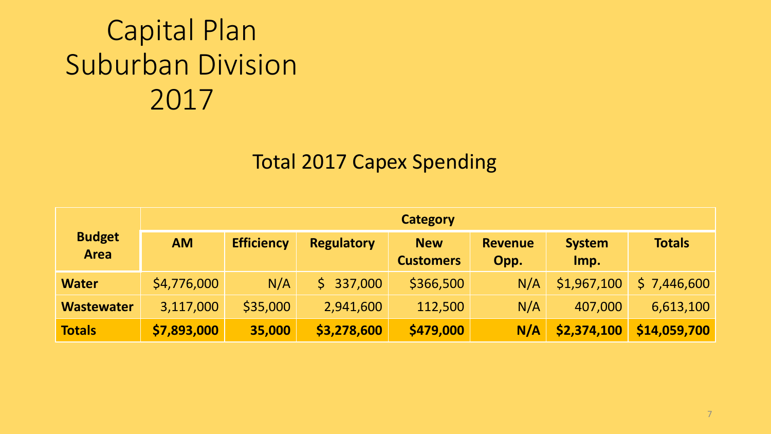# Capital Plan Suburban Division 2017

## Total 2017 Capex Spending

| Budget Area | Category | | | | | | |
|---|---|---|---|---|---|---|---|
| | AM | Efficiency | Regulatory | New Customers | Revenue Opp. | System Imp. | Totals |
| **Water** | $4,776,000 | N/A | $ 337,000 | $366,500 | N/A | $1,967,100 | $ 7,446,600 |
| **Wastewater** | 3,117,000 | $35,000 | 2,941,600 | 112,500 | N/A | 407,000 | 6,613,100 |
| **Totals** | **$7,893,000** | **35,000** | **$3,278,600** | **$479,000** | **N/A** | **$2,374,100** | **$14,059,700** |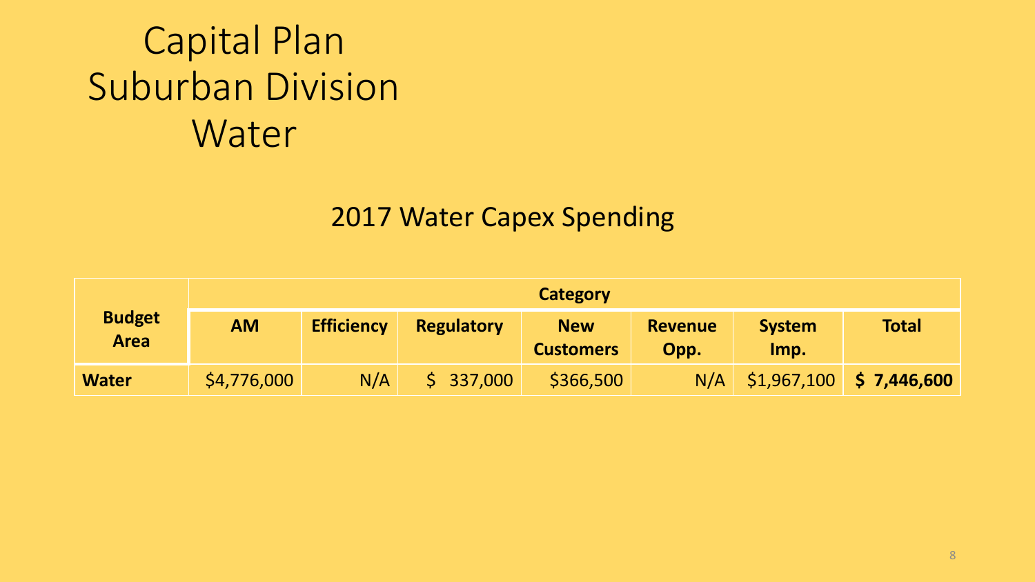# Capital Plan Suburban Division Water

## 2017 Water Capex Spending

| Budget Area | Category | | | | | | |
|---|---|---|---|---|---|---|---|
| | **AM** | **Efficiency** | **Regulatory** | **New Customers** | **Revenue Opp.** | **System Imp.** | **Total** |
| **Water** | $4,776,000 | N/A | $ 337,000 | $366,500 | N/A | $1,967,100 | **$ 7,446,600** |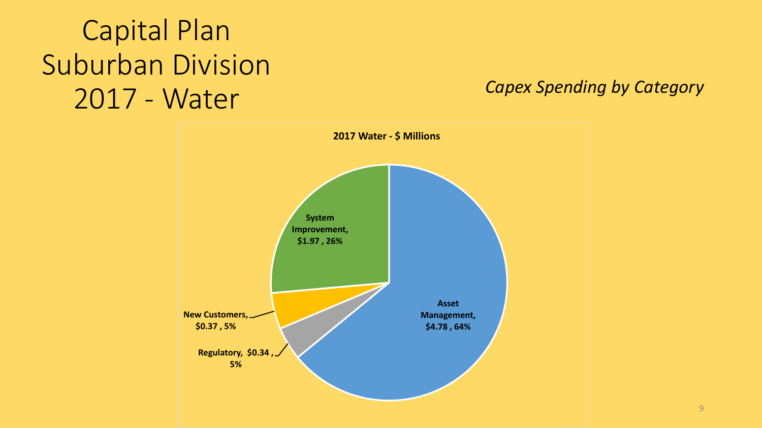# Capital Plan Suburban Division 2017 - Water

*Capex Spending by Category*

**2017 Water - $ Millions**

| Category | $ Millions | Percent |
| --- | --- | --- |
| Asset Management | $4.78 | 64% |
| System Improvement | $1.97 | 26% |
| New Customers | $0.37 | 5% |
| Regulatory | $0.34 | 5% |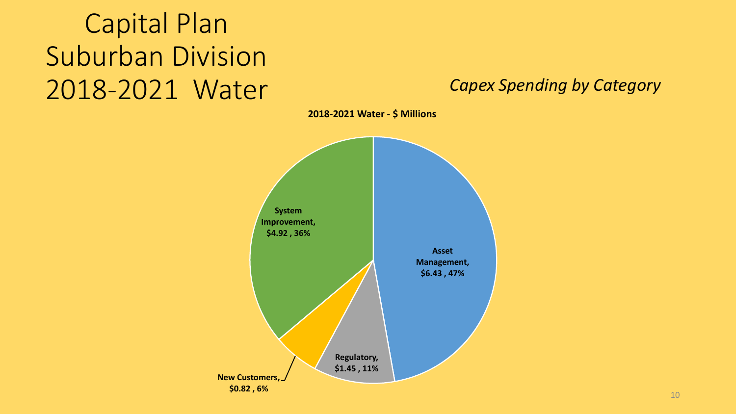# Capital Plan Suburban Division 2018-2021 Water

*Capex Spending by Category*

**2018-2021 Water - $ Millions**

| Category | $ Millions | Percent |
|---|---|---|
| Asset Management | $6.43 | 47% |
| System Improvement | $4.92 | 36% |
| Regulatory | $1.45 | 11% |
| New Customers | $0.82 | 6% |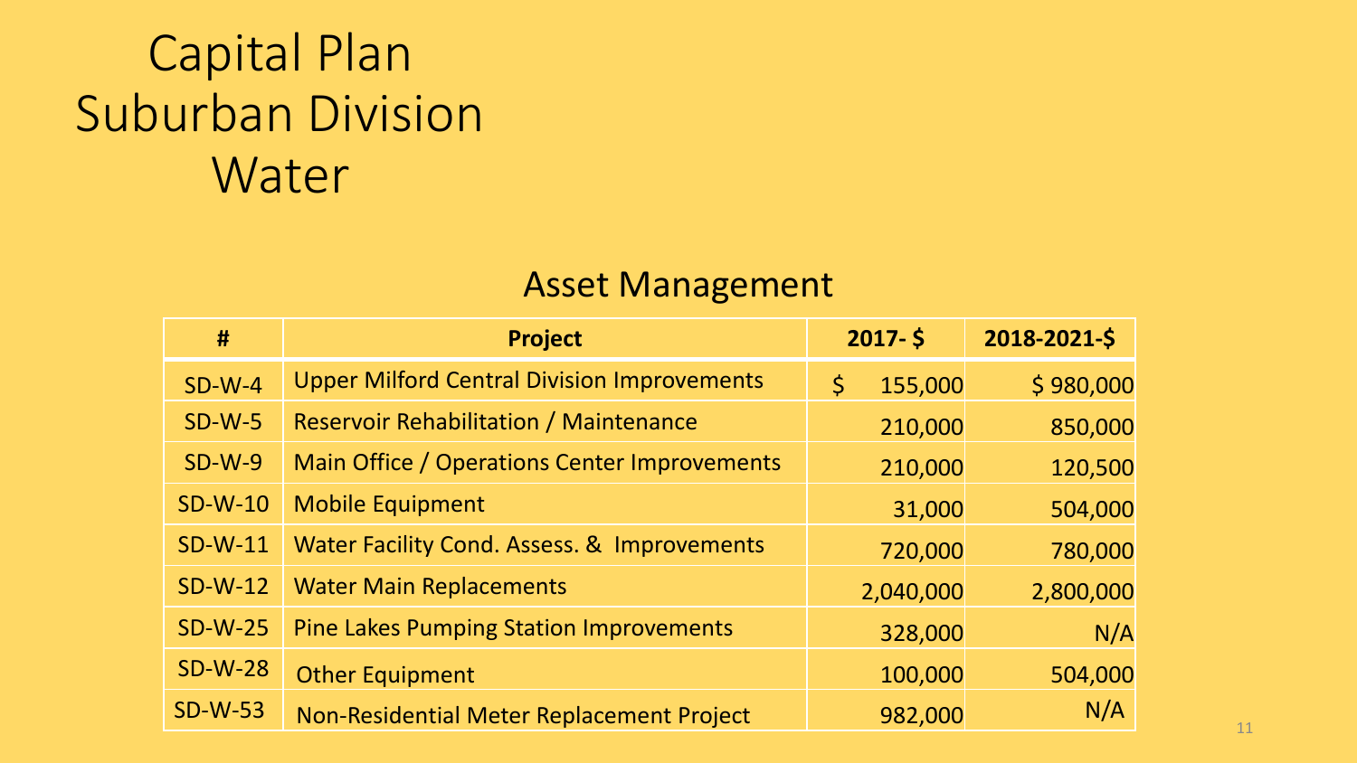# Capital Plan Suburban Division Water

## Asset Management

| # | Project | 2017- $ | 2018-2021-$ |
|---|---|---|---|
| SD-W-4 | Upper Milford Central Division Improvements | $ 155,000 | $ 980,000 |
| SD-W-5 | Reservoir Rehabilitation / Maintenance | 210,000 | 850,000 |
| SD-W-9 | Main Office / Operations Center Improvements | 210,000 | 120,500 |
| SD-W-10 | Mobile Equipment | 31,000 | 504,000 |
| SD-W-11 | Water Facility Cond. Assess. & Improvements | 720,000 | 780,000 |
| SD-W-12 | Water Main Replacements | 2,040,000 | 2,800,000 |
| SD-W-25 | Pine Lakes Pumping Station Improvements | 328,000 | N/A |
| SD-W-28 | Other Equipment | 100,000 | 504,000 |
| SD-W-53 | Non-Residential Meter Replacement Project | 982,000 | N/A |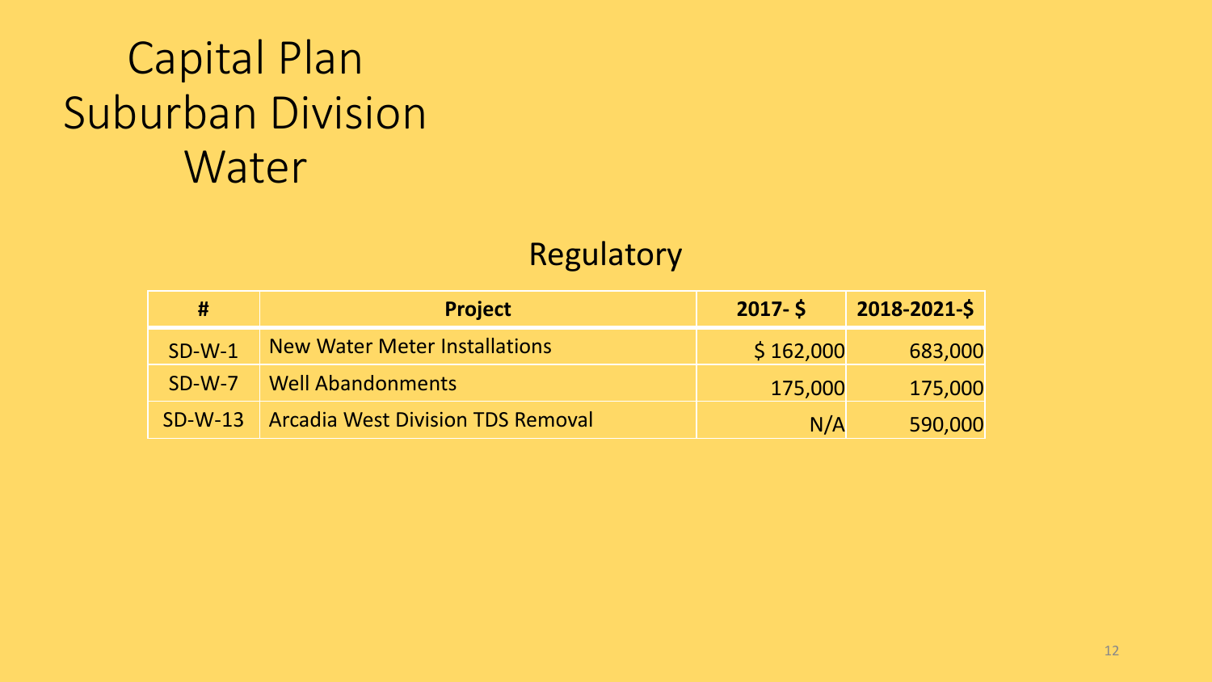# Capital Plan Suburban Division Water

## Regulatory

| # | Project | 2017- $ | 2018-2021-$ |
|---|---|---|---|
| SD-W-1 | New Water Meter Installations | $ 162,000 | 683,000 |
| SD-W-7 | Well Abandonments | 175,000 | 175,000 |
| SD-W-13 | Arcadia West Division TDS Removal | N/A | 590,000 |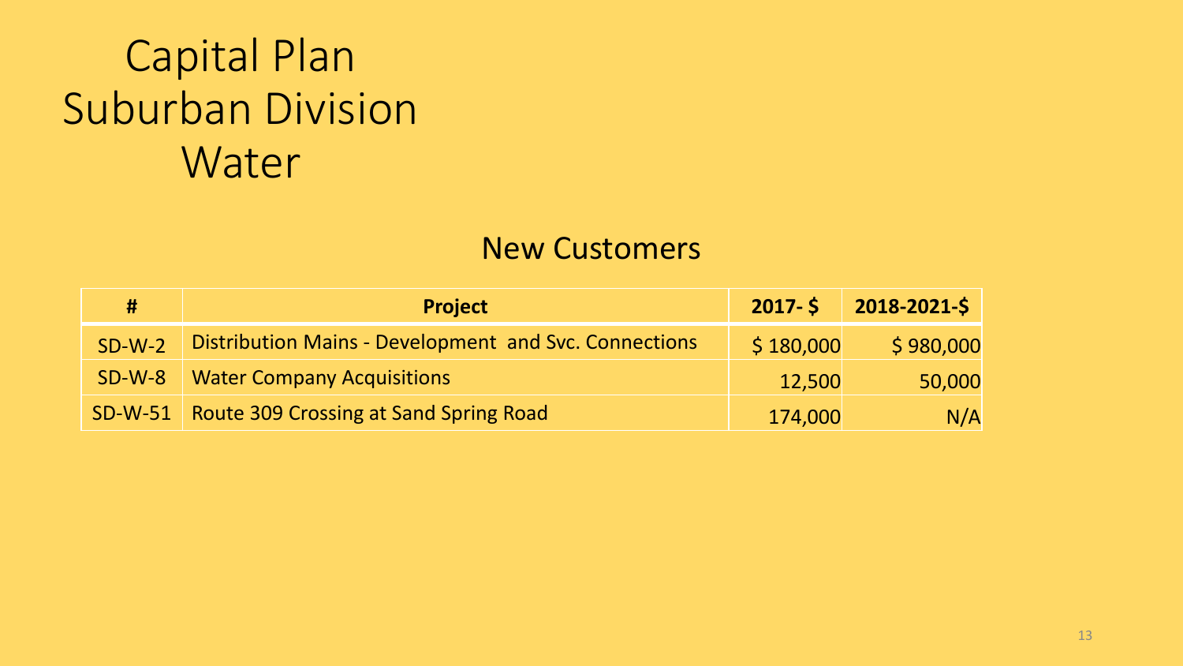# Capital Plan
# Suburban Division
# Water

## New Customers

| # | Project | 2017- $ | 2018-2021-$ |
|---|---|---|---|
| SD-W-2 | Distribution Mains - Development and Svc. Connections | $ 180,000 | $ 980,000 |
| SD-W-8 | Water Company Acquisitions | 12,500 | 50,000 |
| SD-W-51 | Route 309 Crossing at Sand Spring Road | 174,000 | N/A |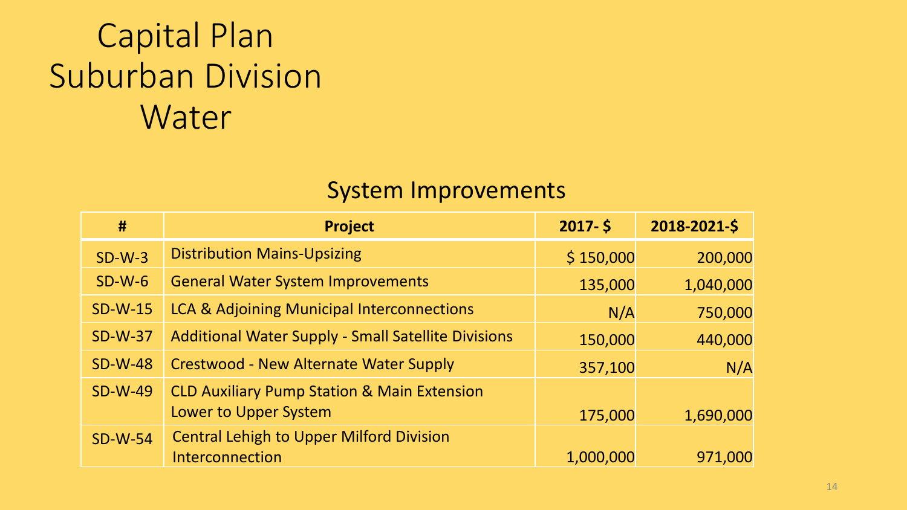# Capital Plan
# Suburban Division
# Water

## System Improvements

| # | Project | 2017- $ | 2018-2021-$ |
|---|---|---|---|
| SD-W-3 | Distribution Mains-Upsizing | $ 150,000 | 200,000 |
| SD-W-6 | General Water System Improvements | 135,000 | 1,040,000 |
| SD-W-15 | LCA & Adjoining Municipal Interconnections | N/A | 750,000 |
| SD-W-37 | Additional Water Supply - Small Satellite Divisions | 150,000 | 440,000 |
| SD-W-48 | Crestwood - New Alternate Water Supply | 357,100 | N/A |
| SD-W-49 | CLD Auxiliary Pump Station & Main Extension Lower to Upper System | 175,000 | 1,690,000 |
| SD-W-54 | Central Lehigh to Upper Milford Division Interconnection | 1,000,000 | 971,000 |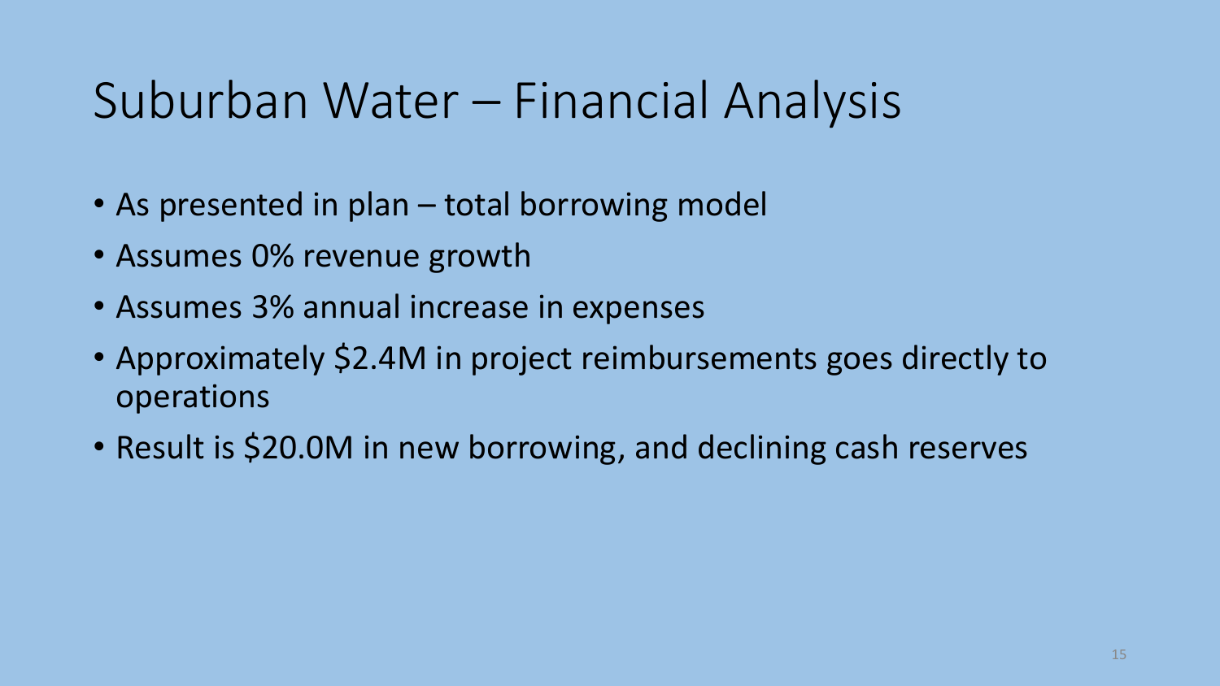# Suburban Water – Financial Analysis

- As presented in plan – total borrowing model
- Assumes 0% revenue growth
- Assumes 3% annual increase in expenses
- Approximately $2.4M in project reimbursements goes directly to operations
- Result is $20.0M in new borrowing, and declining cash reserves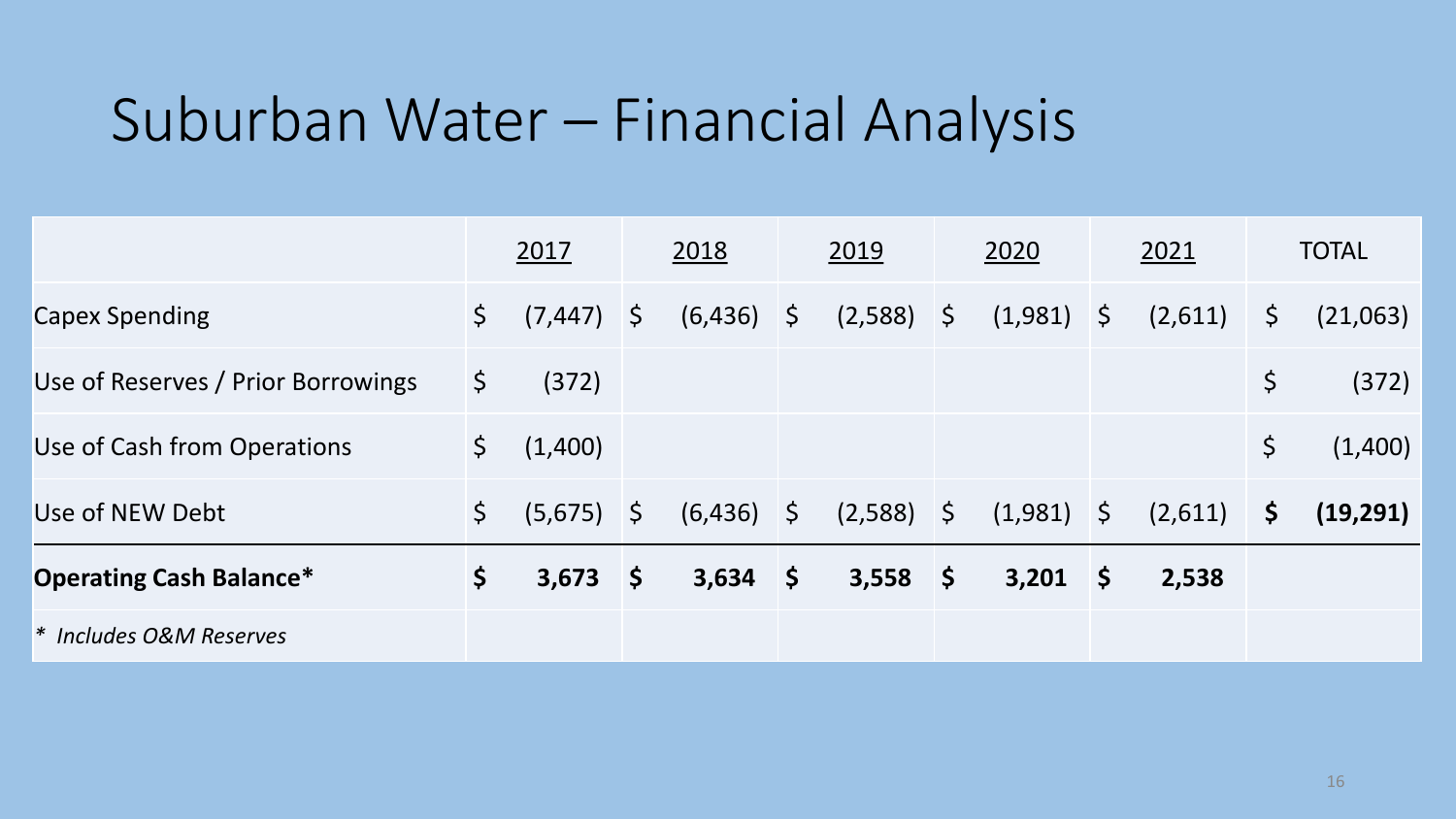# Suburban Water – Financial Analysis

| | 2017 | 2018 | 2019 | 2020 | 2021 | TOTAL |
|---|---|---|---|---|---|---|
| Capex Spending | $ (7,447) | $ (6,436) | $ (2,588) | $ (1,981) | $ (2,611) | $ (21,063) |
| Use of Reserves / Prior Borrowings | $ (372) | | | | | $ (372) |
| Use of Cash from Operations | $ (1,400) | | | | | $ (1,400) |
| Use of NEW Debt | $ (5,675) | $ (6,436) | $ (2,588) | $ (1,981) | $ (2,611) | **$ (19,291)** |
| **Operating Cash Balance*** | **$ 3,673** | **$ 3,634** | **$ 3,558** | **$ 3,201** | **$ 2,538** | |
| *\* Includes O&M Reserves* | | | | | | |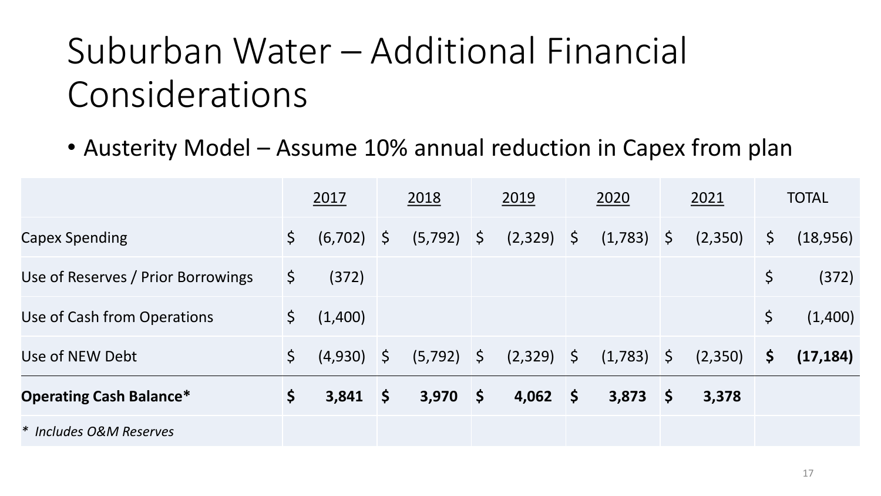# Suburban Water – Additional Financial Considerations

- Austerity Model – Assume 10% annual reduction in Capex from plan

| | 2017 | 2018 | 2019 | 2020 | 2021 | TOTAL |
|---|---|---|---|---|---|---|
| Capex Spending | $ (6,702) | $ (5,792) | $ (2,329) | $ (1,783) | $ (2,350) | $ (18,956) |
| Use of Reserves / Prior Borrowings | $ (372) | | | | | $ (372) |
| Use of Cash from Operations | $ (1,400) | | | | | $ (1,400) |
| Use of NEW Debt | $ (4,930) | $ (5,792) | $ (2,329) | $ (1,783) | $ (2,350) | **$ (17,184)** |
| **Operating Cash Balance*** | **$ 3,841** | **$ 3,970** | **$ 4,062** | **$ 3,873** | **$ 3,378** | |

*\* Includes O&M Reserves*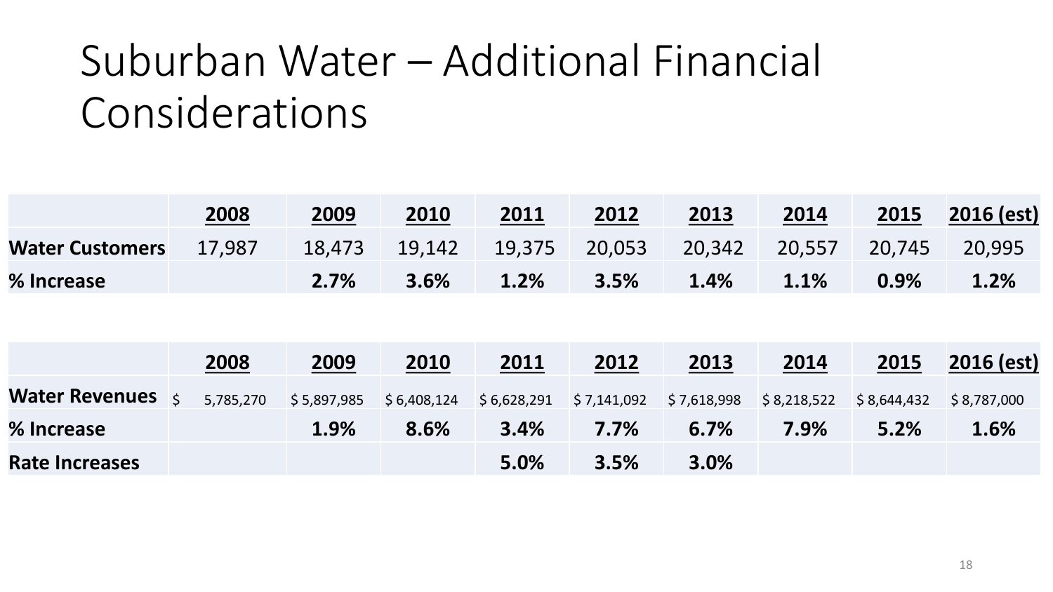# Suburban Water – Additional Financial Considerations

| | **2008** | **2009** | **2010** | **2011** | **2012** | **2013** | **2014** | **2015** | **2016 (est)** |
|---|---|---|---|---|---|---|---|---|---|
| **Water Customers** | 17,987 | 18,473 | 19,142 | 19,375 | 20,053 | 20,342 | 20,557 | 20,745 | 20,995 |
| **% Increase** | | **2.7%** | **3.6%** | **1.2%** | **3.5%** | **1.4%** | **1.1%** | **0.9%** | **1.2%** |

| | **2008** | **2009** | **2010** | **2011** | **2012** | **2013** | **2014** | **2015** | **2016 (est)** |
|---|---|---|---|---|---|---|---|---|---|
| **Water Revenues** | $ 5,785,270 | $ 5,897,985 | $ 6,408,124 | $ 6,628,291 | $ 7,141,092 | $ 7,618,998 | $ 8,218,522 | $ 8,644,432 | $ 8,787,000 |
| **% Increase** | | **1.9%** | **8.6%** | **3.4%** | **7.7%** | **6.7%** | **7.9%** | **5.2%** | **1.6%** |
| **Rate Increases** | | | | **5.0%** | **3.5%** | **3.0%** | | | |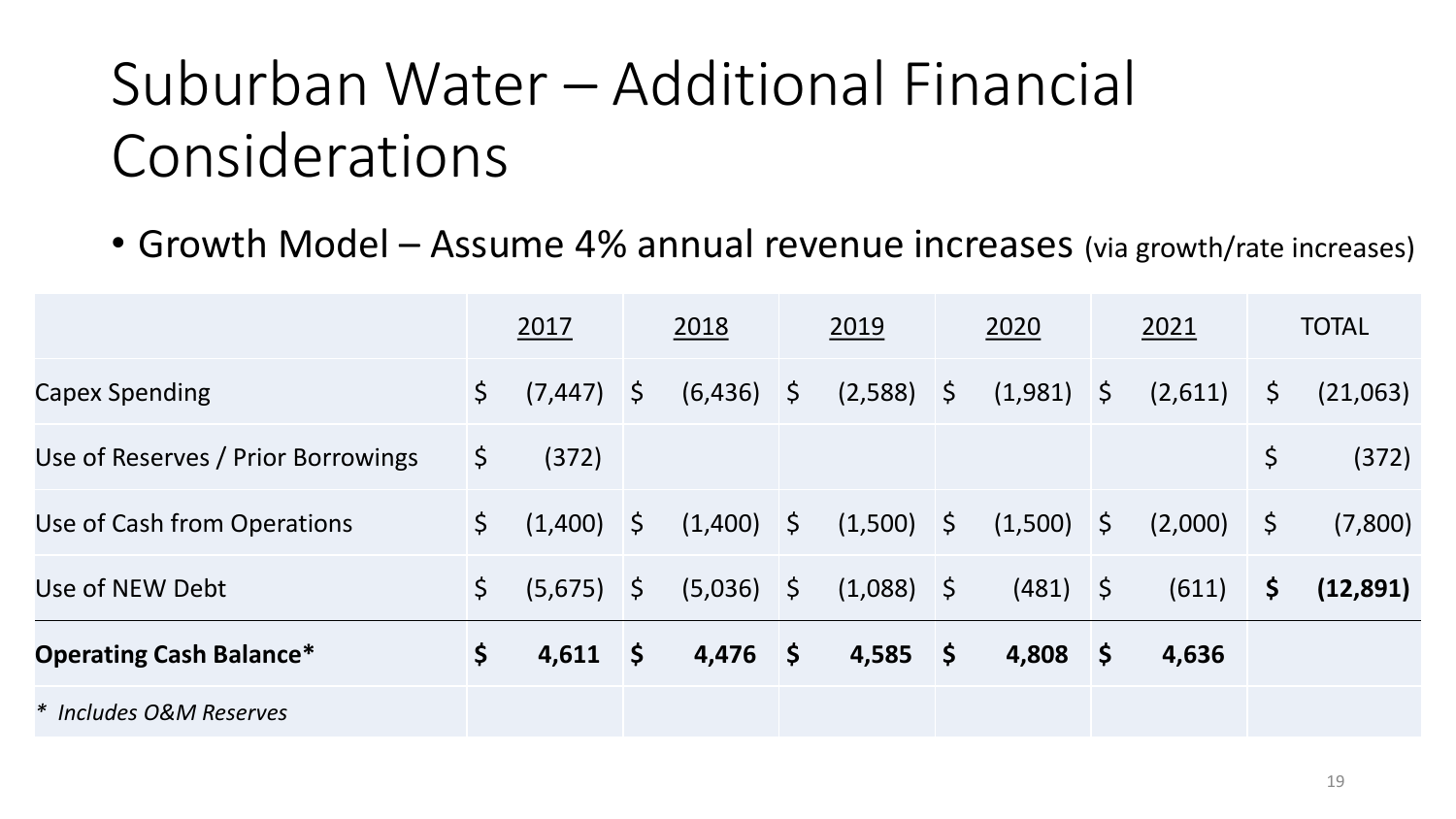# Suburban Water – Additional Financial Considerations

- Growth Model – Assume 4% annual revenue increases (via growth/rate increases)

| | 2017 | 2018 | 2019 | 2020 | 2021 | TOTAL |
|---|---|---|---|---|---|---|
| Capex Spending | $ (7,447) | $ (6,436) | $ (2,588) | $ (1,981) | $ (2,611) | $ (21,063) |
| Use of Reserves / Prior Borrowings | $ (372) | | | | | $ (372) |
| Use of Cash from Operations | $ (1,400) | $ (1,400) | $ (1,500) | $ (1,500) | $ (2,000) | $ (7,800) |
| Use of NEW Debt | $ (5,675) | $ (5,036) | $ (1,088) | $ (481) | $ (611) | **$ (12,891)** |
| **Operating Cash Balance*** | **$ 4,611** | **$ 4,476** | **$ 4,585** | **$ 4,808** | **$ 4,636** | |
| *\* Includes O&M Reserves* | | | | | | |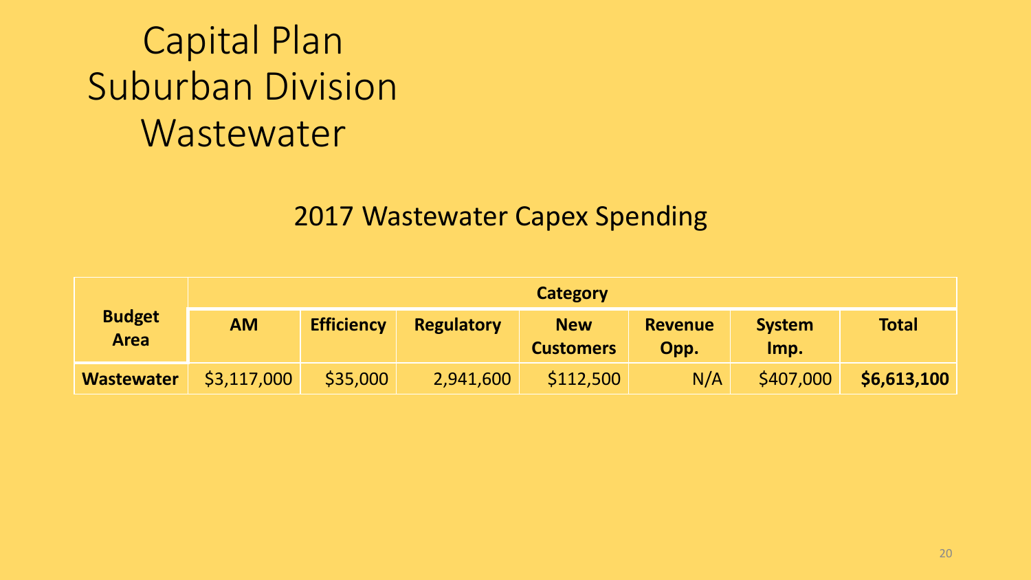# Capital Plan
# Suburban Division
# Wastewater

## 2017 Wastewater Capex Spending

| Budget Area | Category | | | | | | |
|---|---|---|---|---|---|---|---|
| | **AM** | **Efficiency** | **Regulatory** | **New Customers** | **Revenue Opp.** | **System Imp.** | **Total** |
| **Wastewater** | $3,117,000 | $35,000 | 2,941,600 | $112,500 | N/A | $407,000 | **$6,613,100** |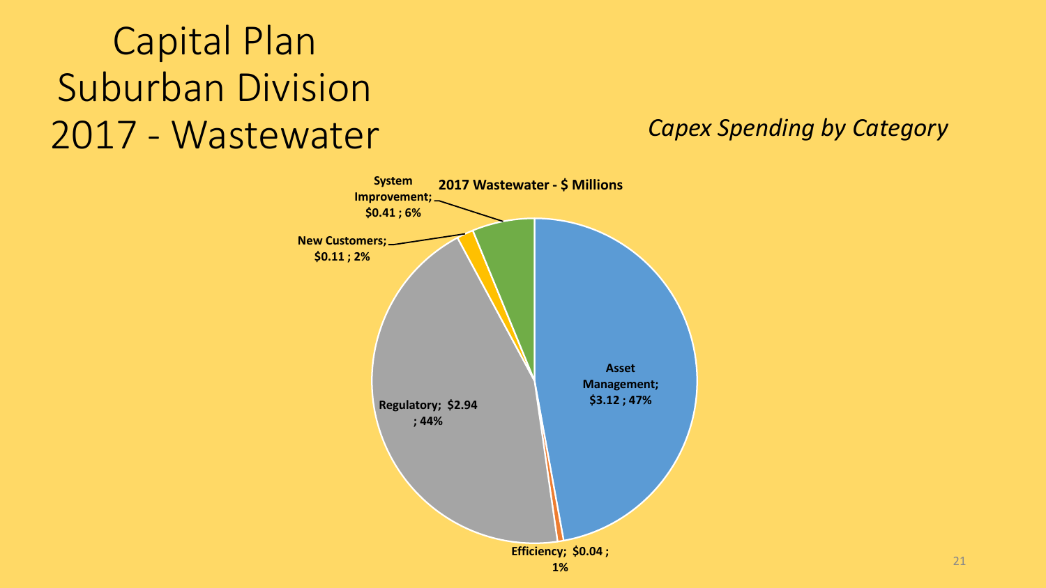# Capital Plan Suburban Division 2017 - Wastewater

*Capex Spending by Category*

**2017 Wastewater - $ Millions**

| Category | $ Millions | % |
|---|---|---|
| Asset Management | $3.12 | 47% |
| Efficiency | $0.04 | 1% |
| Regulatory | $2.94 | 44% |
| New Customers | $0.11 | 2% |
| System Improvement | $0.41 | 6% |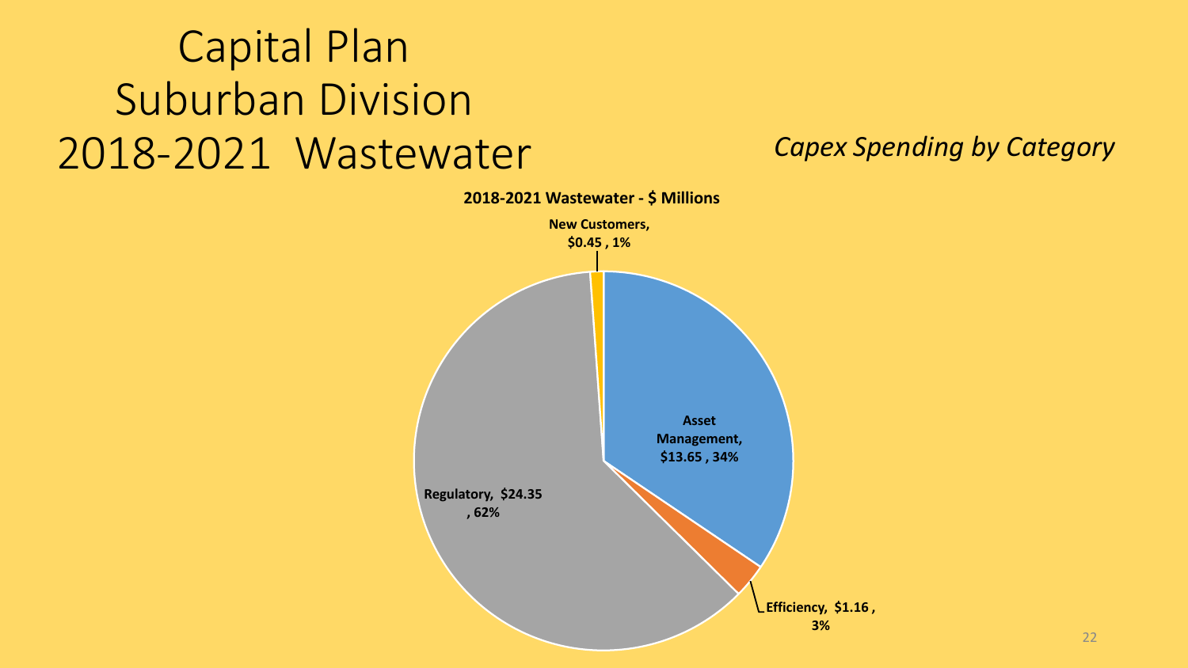# Capital Plan Suburban Division 2018-2021 Wastewater

*Capex Spending by Category*

**2018-2021 Wastewater - $ Millions**

**New Customers, $0.45 , 1%**

**Asset Management, $13.65 , 34%**

**Regulatory, $24.35 , 62%**

**Efficiency, $1.16 , 3%**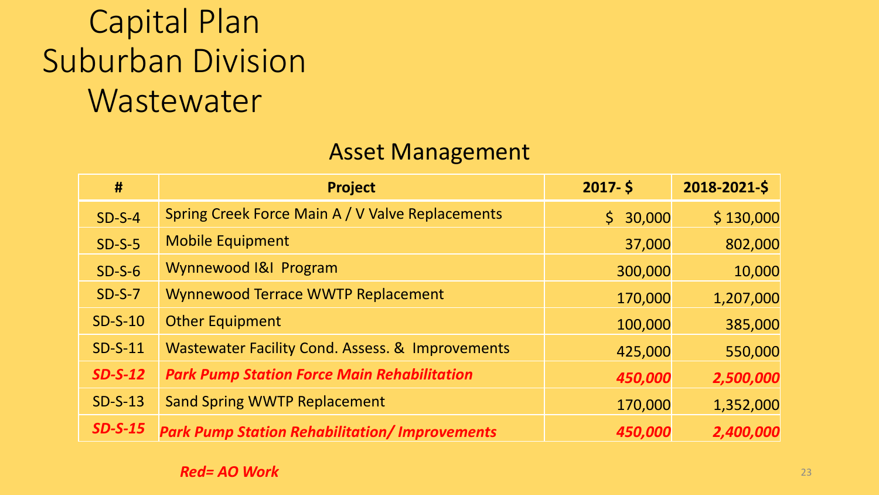# Capital Plan
# Suburban Division
# Wastewater

## Asset Management

| # | Project | 2017- $ | 2018-2021-$ |
|---|---|---|---|
| SD-S-4 | Spring Creek Force Main A / V Valve Replacements | $ 30,000 | $ 130,000 |
| SD-S-5 | Mobile Equipment | 37,000 | 802,000 |
| SD-S-6 | Wynnewood I&I Program | 300,000 | 10,000 |
| SD-S-7 | Wynnewood Terrace WWTP Replacement | 170,000 | 1,207,000 |
| SD-S-10 | Other Equipment | 100,000 | 385,000 |
| SD-S-11 | Wastewater Facility Cond. Assess. & Improvements | 425,000 | 550,000 |
| ***SD-S-12*** | ***Park Pump Station Force Main Rehabilitation*** | ***450,000*** | ***2,500,000*** |
| SD-S-13 | Sand Spring WWTP Replacement | 170,000 | 1,352,000 |
| ***SD-S-15*** | ***Park Pump Station Rehabilitation/ Improvements*** | ***450,000*** | ***2,400,000*** |

***Red= AO Work***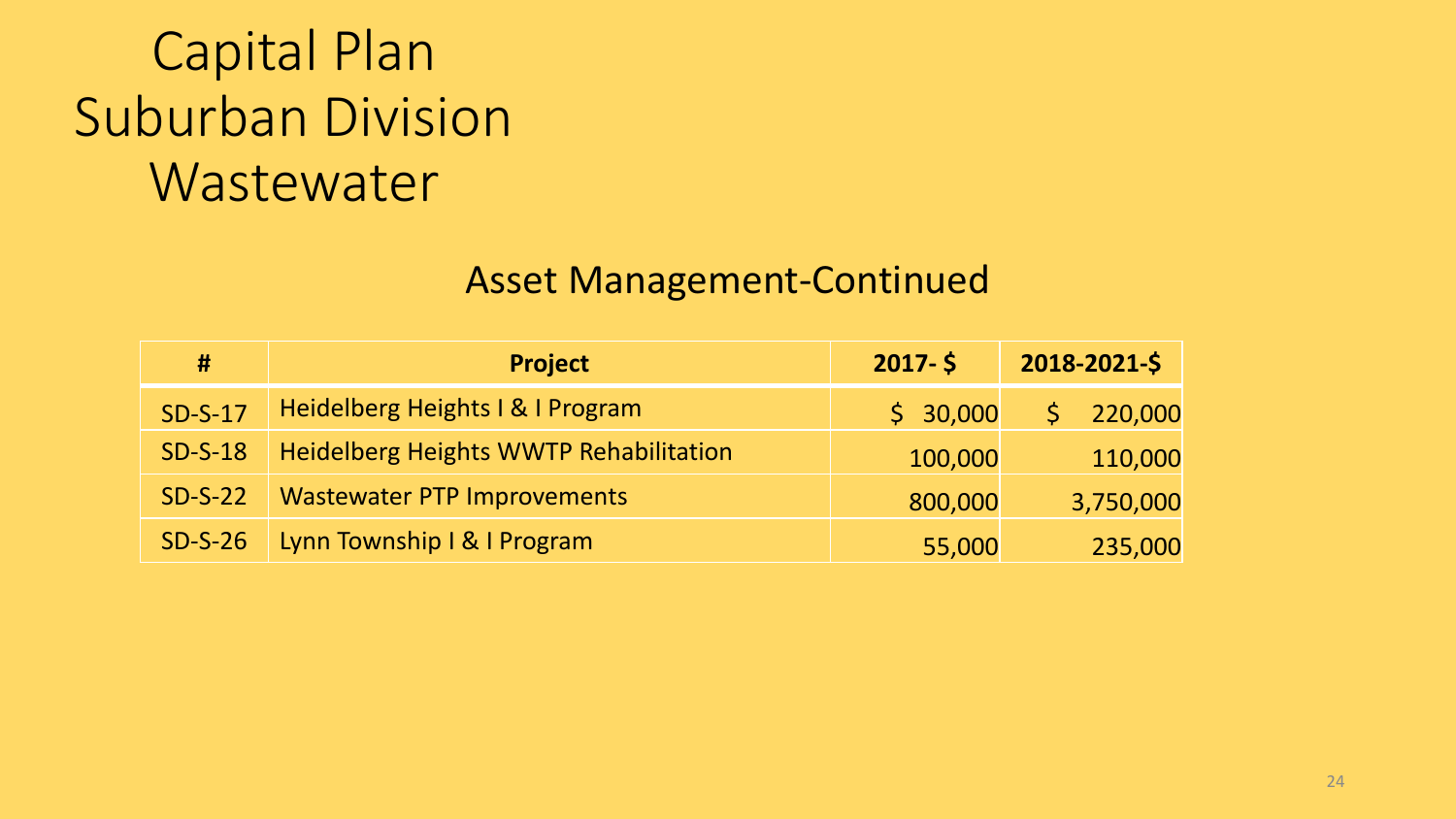# Capital Plan Suburban Division Wastewater

## Asset Management-Continued

| # | Project | 2017- $ | 2018-2021-$ |
|---|---|---|---|
| SD-S-17 | Heidelberg Heights I & I Program | $ 30,000 | $ 220,000 |
| SD-S-18 | Heidelberg Heights WWTP Rehabilitation | 100,000 | 110,000 |
| SD-S-22 | Wastewater PTP Improvements | 800,000 | 3,750,000 |
| SD-S-26 | Lynn Township I & I Program | 55,000 | 235,000 |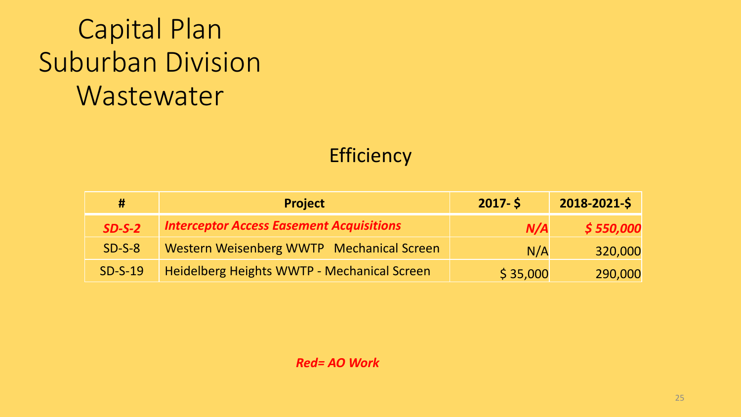# Capital Plan
# Suburban Division
# Wastewater

## Efficiency

| # | Project | 2017- $ | 2018-2021-$ |
|---|---|---|---|
| ***SD-S-2*** | ***Interceptor Access Easement Acquisitions*** | ***N/A*** | ***$ 550,000*** |
| SD-S-8 | Western Weisenberg WWTP   Mechanical Screen | N/A | 320,000 |
| SD-S-19 | Heidelberg Heights WWTP - Mechanical Screen | $ 35,000 | 290,000 |

***Red= AO Work***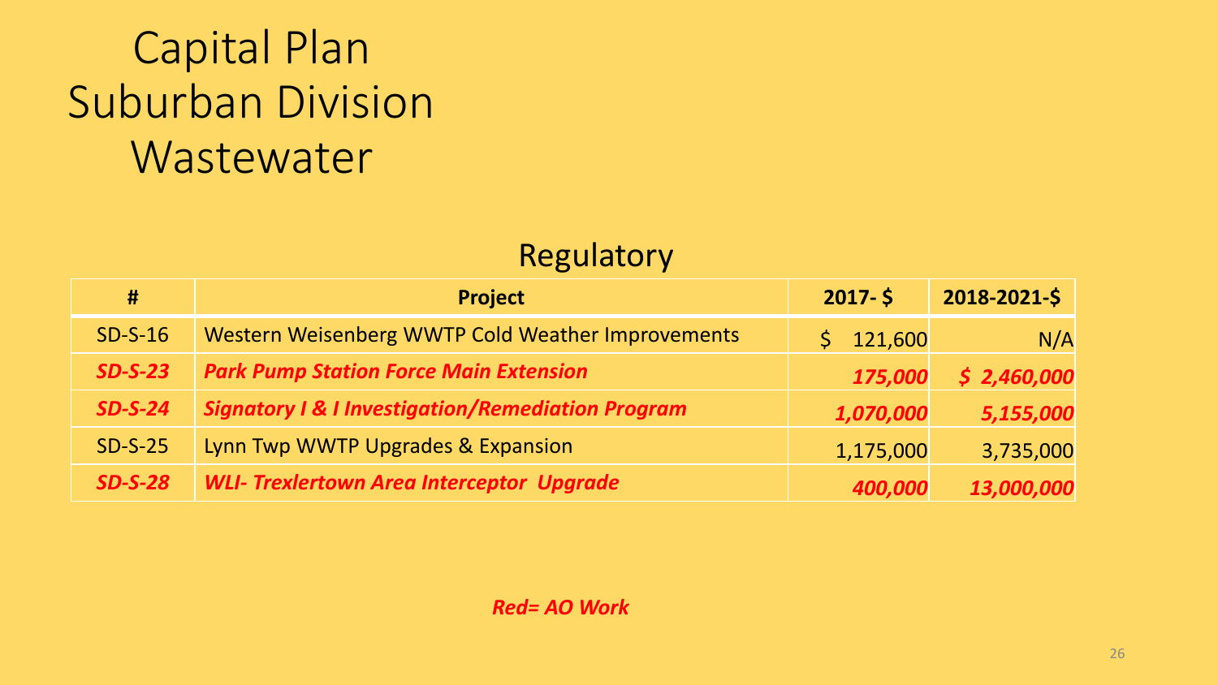# Capital Plan Suburban Division Wastewater

## Regulatory

| # | Project | 2017- $ | 2018-2021-$ |
|---|---|---|---|
| SD-S-16 | Western Weisenberg WWTP Cold Weather Improvements | $ 121,600 | N/A |
| ***SD-S-23*** | ***Park Pump Station Force Main Extension*** | ***175,000*** | ***$ 2,460,000*** |
| ***SD-S-24*** | ***Signatory I & I Investigation/Remediation Program*** | ***1,070,000*** | ***5,155,000*** |
| SD-S-25 | Lynn Twp WWTP Upgrades & Expansion | 1,175,000 | 3,735,000 |
| ***SD-S-28*** | ***WLI- Trexlertown Area Interceptor Upgrade*** | ***400,000*** | ***13,000,000*** |

***Red= AO Work***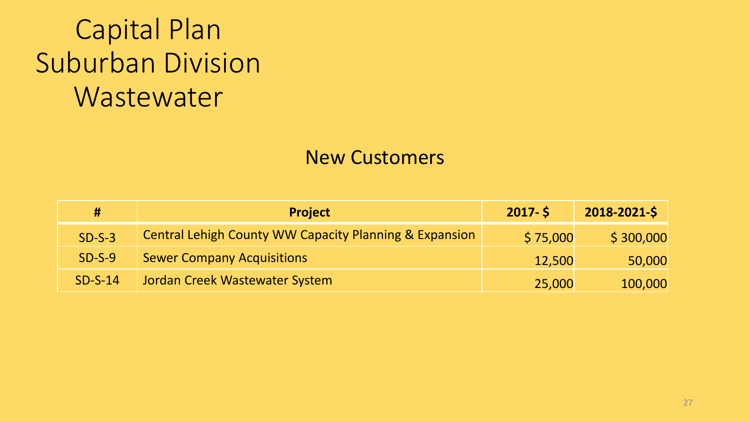# Capital Plan
# Suburban Division
# Wastewater

## New Customers

| # | Project | 2017- $ | 2018-2021-$ |
|---|---|---|---|
| SD-S-3 | Central Lehigh County WW Capacity Planning & Expansion | $ 75,000 | $ 300,000 |
| SD-S-9 | Sewer Company Acquisitions | 12,500 | 50,000 |
| SD-S-14 | Jordan Creek Wastewater System | 25,000 | 100,000 |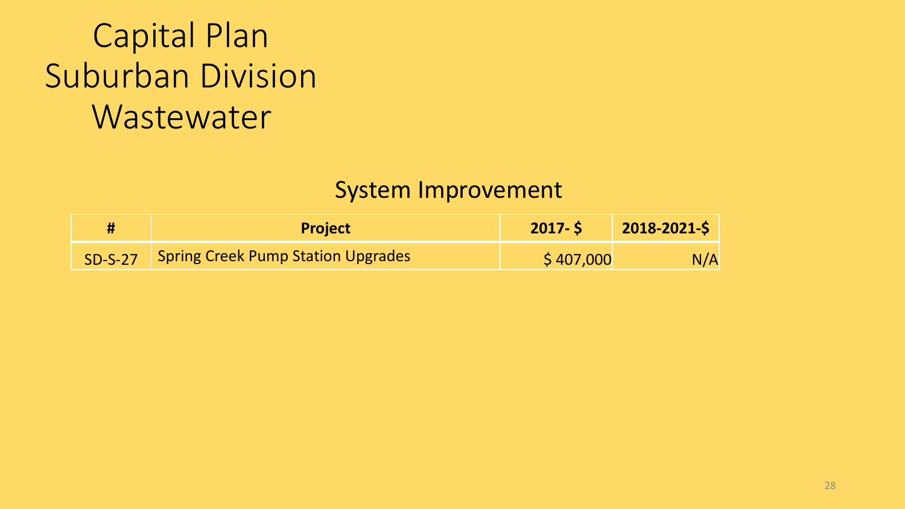# Capital Plan
# Suburban Division
# Wastewater

## System Improvement

| # | Project | 2017- $ | 2018-2021-$ |
|---|---|---|---|
| SD-S-27 | Spring Creek Pump Station Upgrades | $ 407,000 | N/A |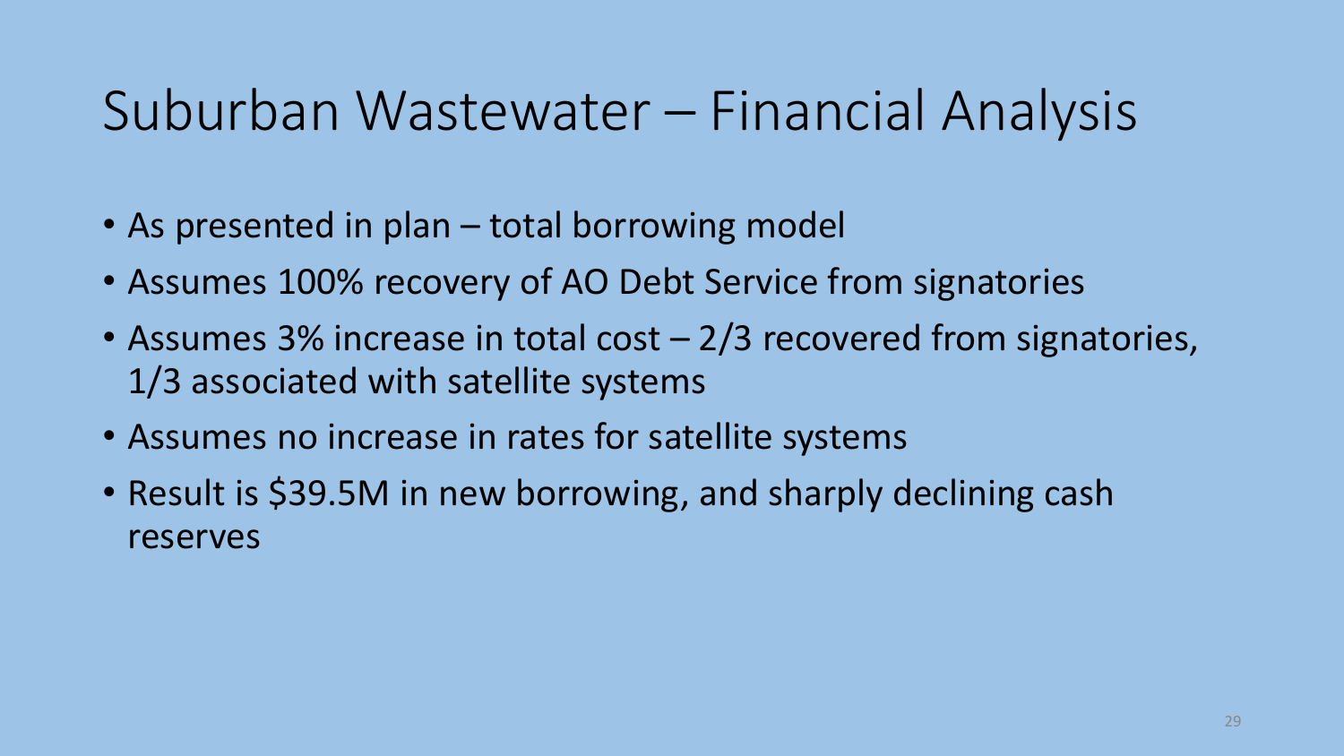# Suburban Wastewater – Financial Analysis

- As presented in plan – total borrowing model
- Assumes 100% recovery of AO Debt Service from signatories
- Assumes 3% increase in total cost – 2/3 recovered from signatories, 1/3 associated with satellite systems
- Assumes no increase in rates for satellite systems
- Result is $39.5M in new borrowing, and sharply declining cash reserves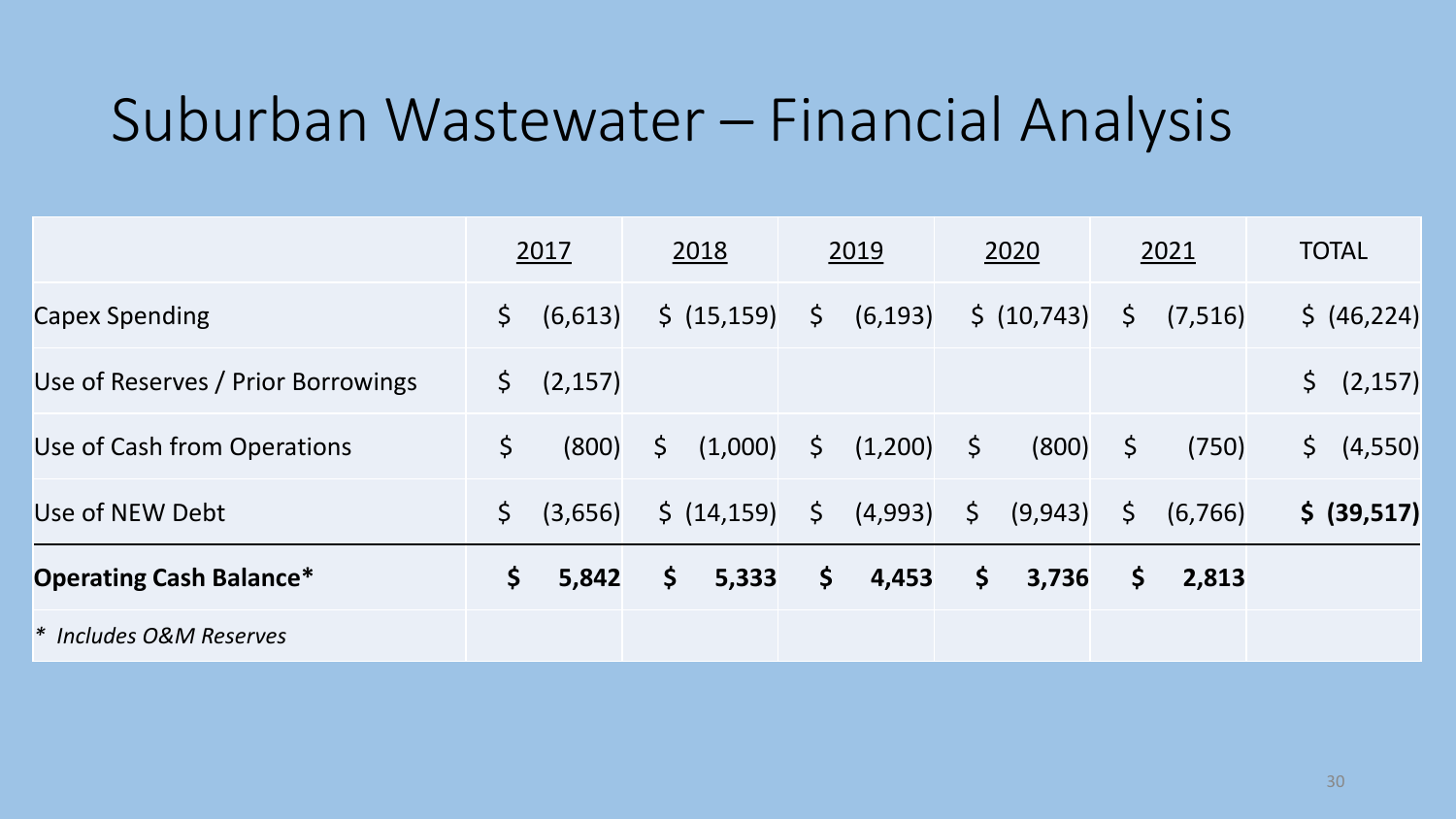# Suburban Wastewater – Financial Analysis

| | 2017 | 2018 | 2019 | 2020 | 2021 | TOTAL |
|---|---|---|---|---|---|---|
| Capex Spending | $ (6,613) | $ (15,159) | $ (6,193) | $ (10,743) | $ (7,516) | $ (46,224) |
| Use of Reserves / Prior Borrowings | $ (2,157) | | | | | $ (2,157) |
| Use of Cash from Operations | $ (800) | $ (1,000) | $ (1,200) | $ (800) | $ (750) | $ (4,550) |
| Use of NEW Debt | $ (3,656) | $ (14,159) | $ (4,993) | $ (9,943) | $ (6,766) | **$ (39,517)** |
| **Operating Cash Balance*** | **$ 5,842** | **$ 5,333** | **$ 4,453** | **$ 3,736** | **$ 2,813** | |
| *\* Includes O&M Reserves* | | | | | | |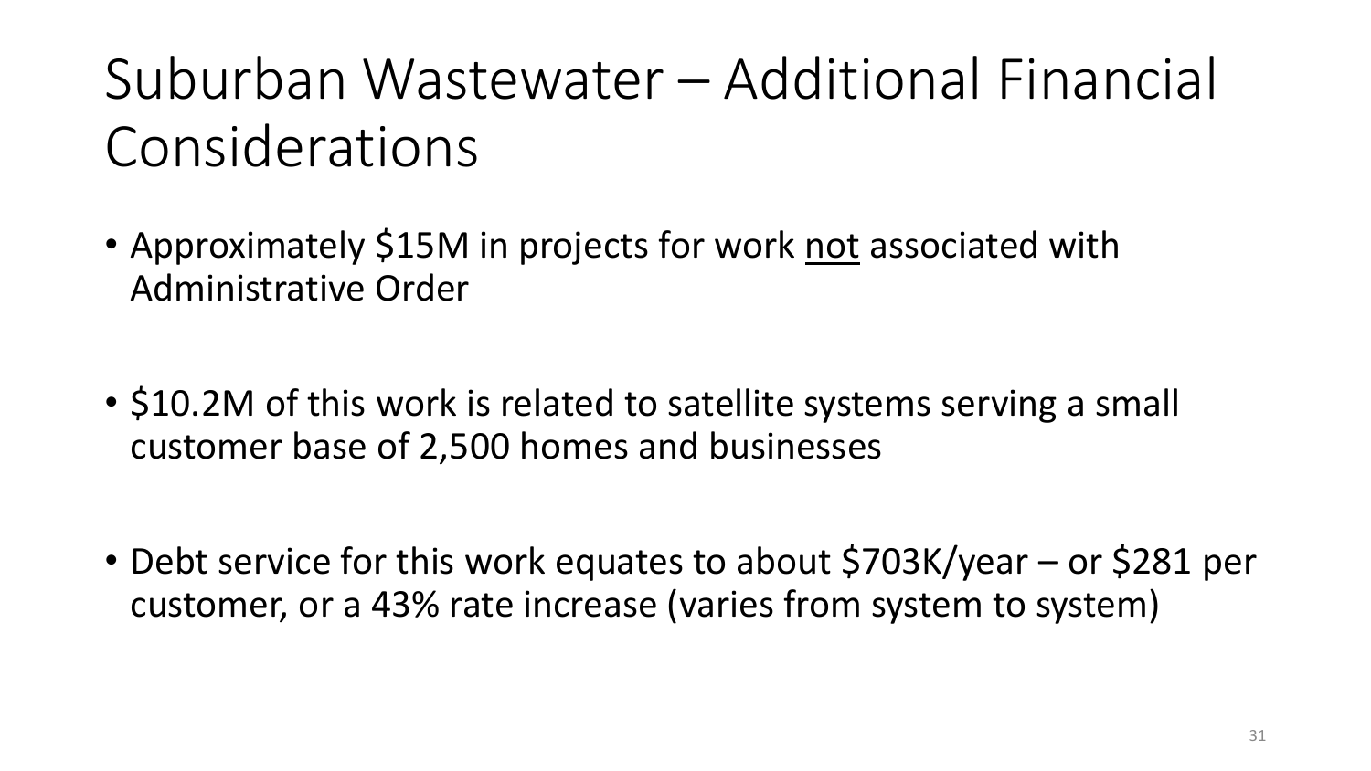# Suburban Wastewater – Additional Financial Considerations

- Approximately $15M in projects for work <u>not</u> associated with Administrative Order
- $10.2M of this work is related to satellite systems serving a small customer base of 2,500 homes and businesses
- Debt service for this work equates to about $703K/year – or $281 per customer, or a 43% rate increase (varies from system to system)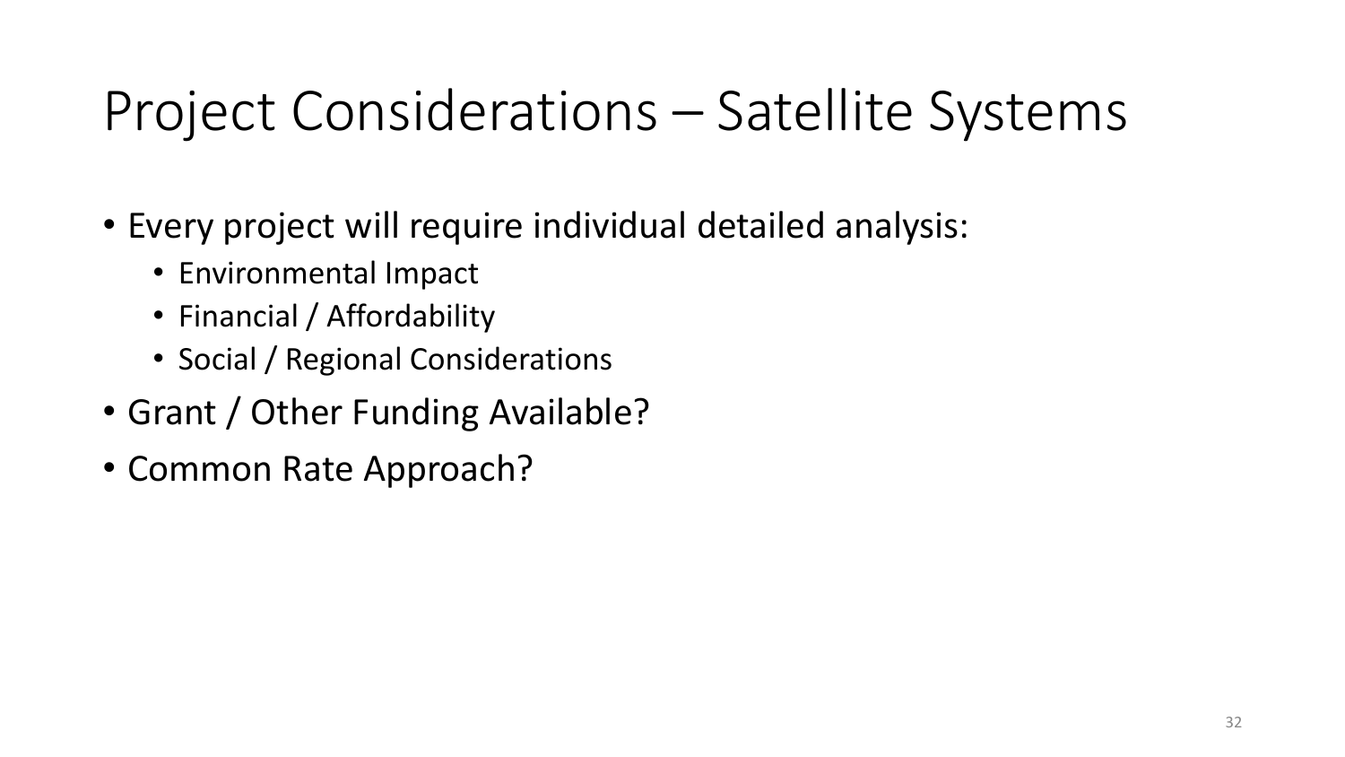# Project Considerations – Satellite Systems

- Every project will require individual detailed analysis:
  - Environmental Impact
  - Financial / Affordability
  - Social / Regional Considerations
- Grant / Other Funding Available?
- Common Rate Approach?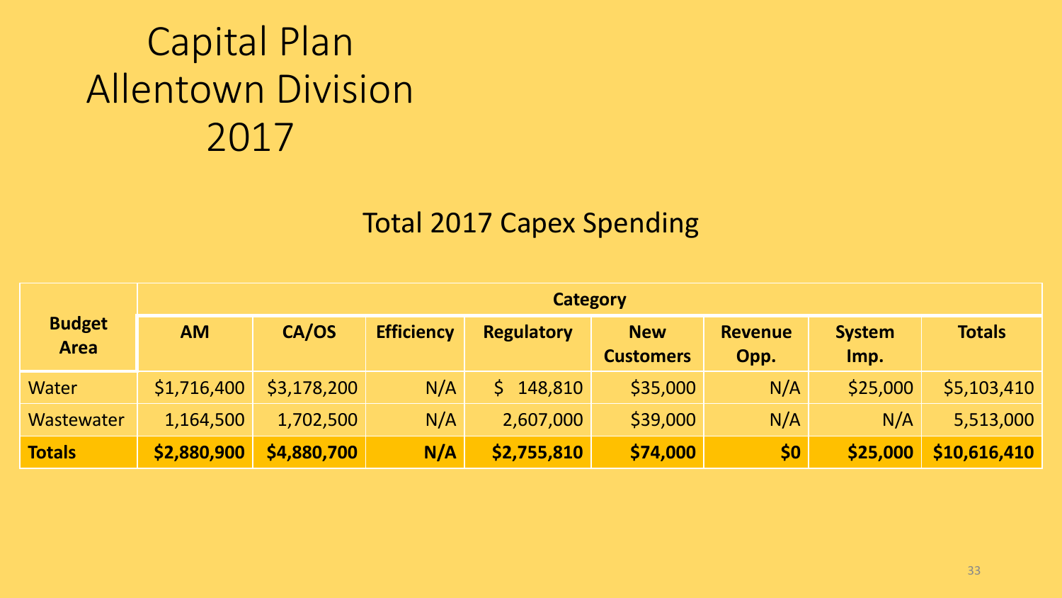# Capital Plan
# Allentown Division
# 2017

## Total 2017 Capex Spending

| Budget Area | Category | | | | | | | |
|---|---|---|---|---|---|---|---|---|
| | **AM** | **CA/OS** | **Efficiency** | **Regulatory** | **New Customers** | **Revenue Opp.** | **System Imp.** | **Totals** |
| Water | $1,716,400 | $3,178,200 | N/A | $ 148,810 | $35,000 | N/A | $25,000 | $5,103,410 |
| Wastewater | 1,164,500 | 1,702,500 | N/A | 2,607,000 | $39,000 | N/A | N/A | 5,513,000 |
| **Totals** | **$2,880,900** | **$4,880,700** | **N/A** | **$2,755,810** | **$74,000** | **$0** | **$25,000** | **$10,616,410** |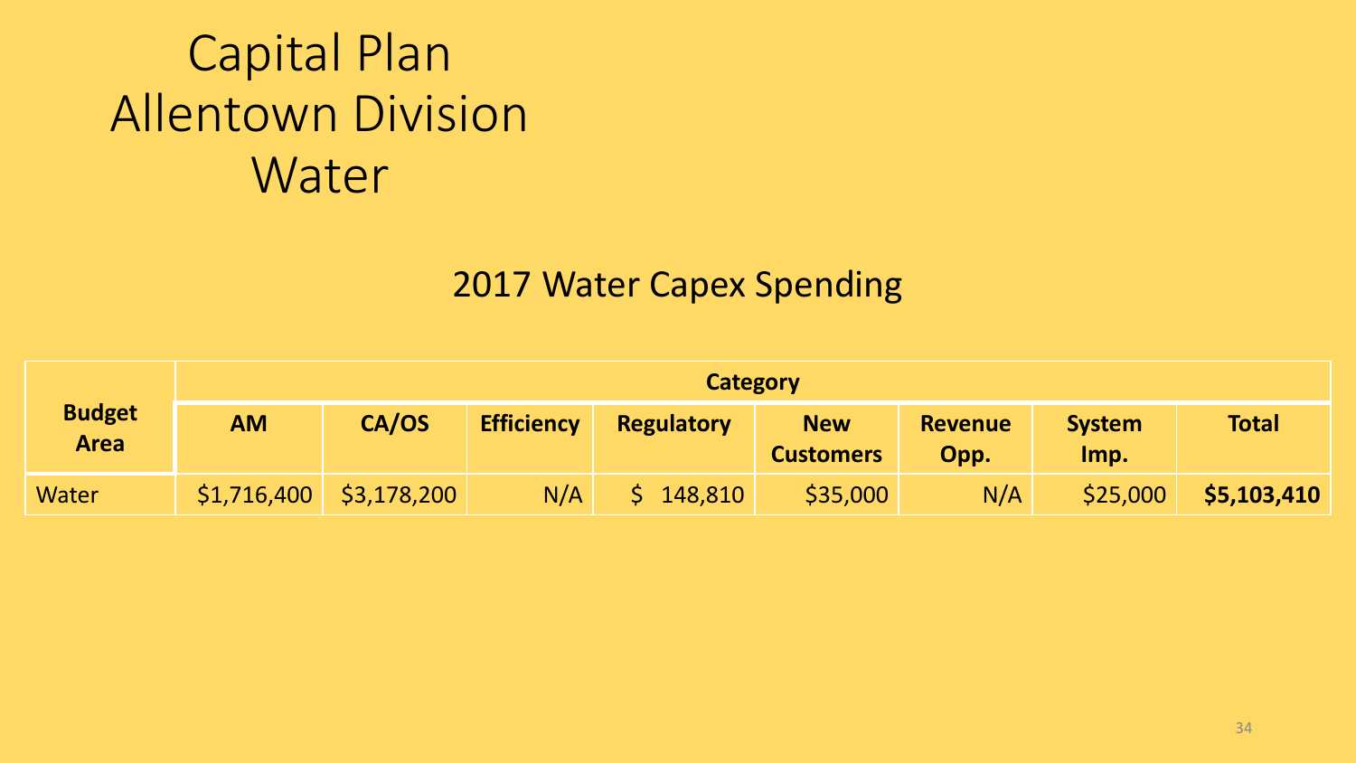# Capital Plan
# Allentown Division
# Water

## 2017 Water Capex Spending

| Budget Area | Category | | | | | | | |
|---|---|---|---|---|---|---|---|---|
| | **AM** | **CA/OS** | **Efficiency** | **Regulatory** | **New Customers** | **Revenue Opp.** | **System Imp.** | **Total** |
| Water | $1,716,400 | $3,178,200 | N/A | $ 148,810 | $35,000 | N/A | $25,000 | **$5,103,410** |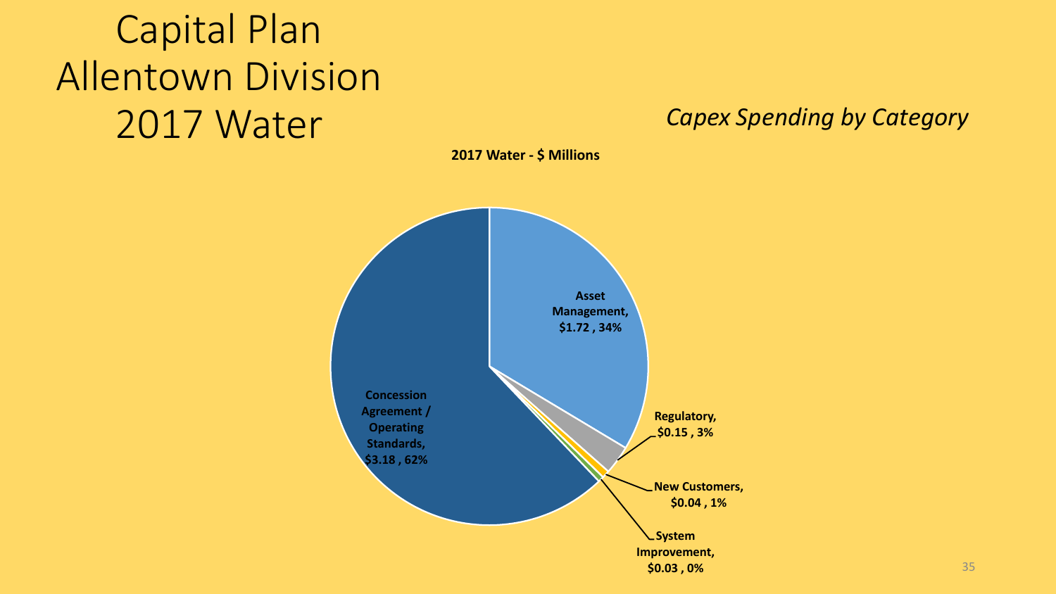# Capital Plan Allentown Division 2017 Water

*Capex Spending by Category*

**2017 Water - $ Millions**

| Category | $ Millions | % |
| --- | --- | --- |
| Concession Agreement / Operating Standards | $3.18 | 62% |
| Asset Management | $1.72 | 34% |
| Regulatory | $0.15 | 3% |
| New Customers | $0.04 | 1% |
| System Improvement | $0.03 | 0% |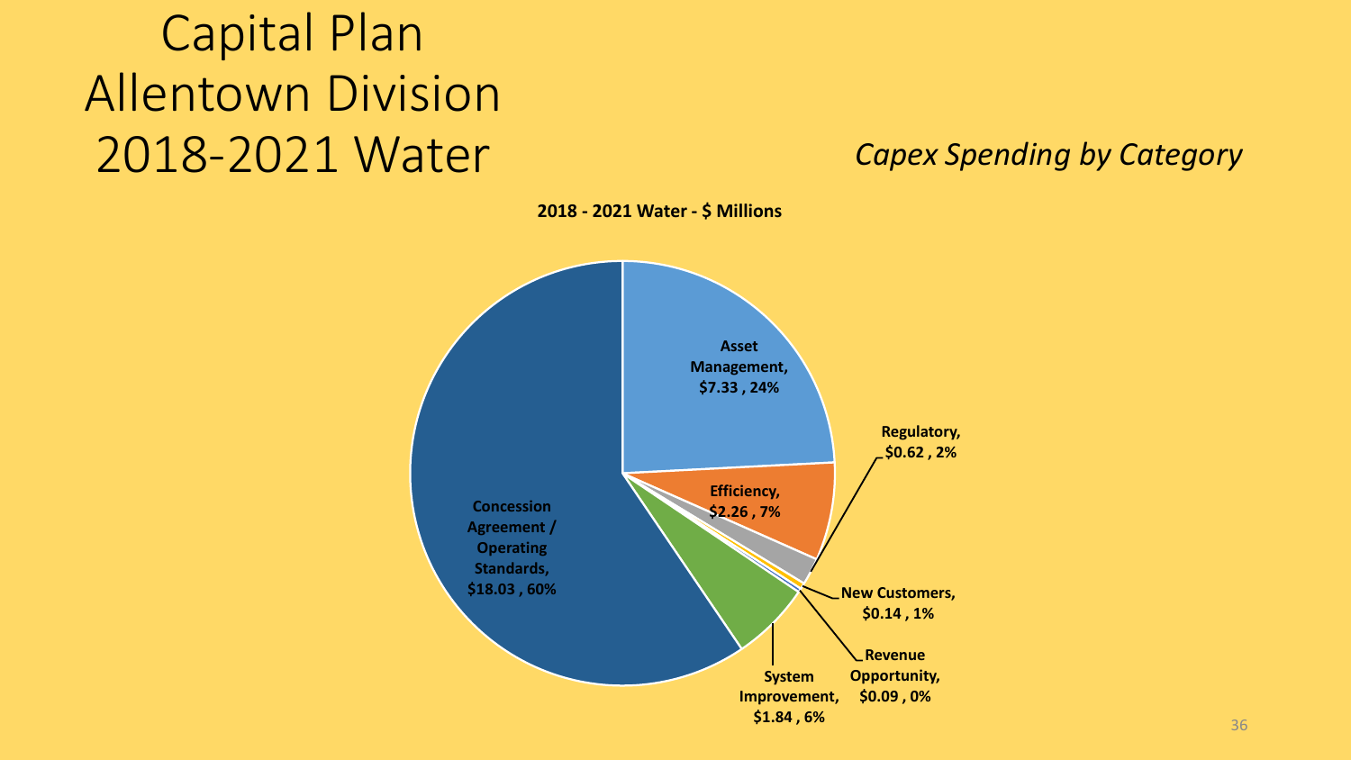# Capital Plan Allentown Division 2018-2021 Water

*Capex Spending by Category*

**2018 - 2021 Water - $ Millions**

| Category | $ Millions | Percent |
|---|---|---|
| Concession Agreement / Operating Standards | $18.03 | 60% |
| Asset Management | $7.33 | 24% |
| Efficiency | $2.26 | 7% |
| System Improvement | $1.84 | 6% |
| Regulatory | $0.62 | 2% |
| New Customers | $0.14 | 1% |
| Revenue Opportunity | $0.09 | 0% |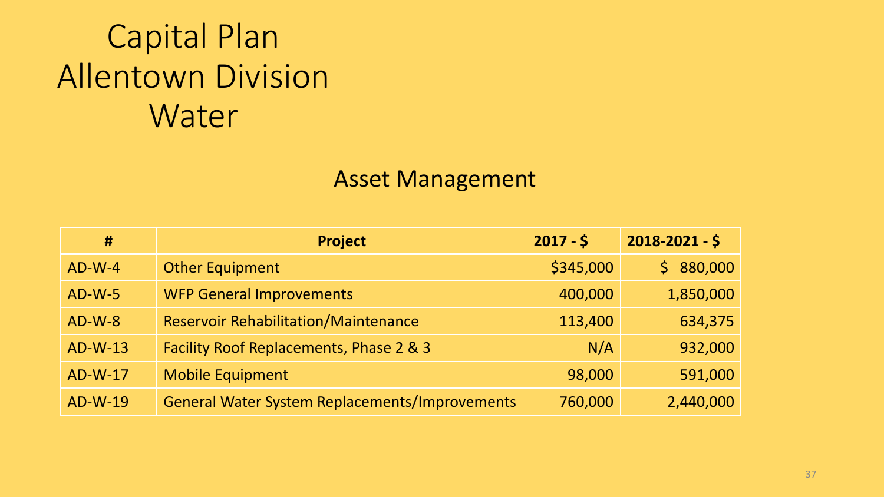# Capital Plan Allentown Division Water

## Asset Management

| # | Project | 2017 - $ | 2018-2021 - $ |
|---|---|---|---|
| AD-W-4 | Other Equipment | $345,000 | $ 880,000 |
| AD-W-5 | WFP General Improvements | 400,000 | 1,850,000 |
| AD-W-8 | Reservoir Rehabilitation/Maintenance | 113,400 | 634,375 |
| AD-W-13 | Facility Roof Replacements, Phase 2 & 3 | N/A | 932,000 |
| AD-W-17 | Mobile Equipment | 98,000 | 591,000 |
| AD-W-19 | General Water System Replacements/Improvements | 760,000 | 2,440,000 |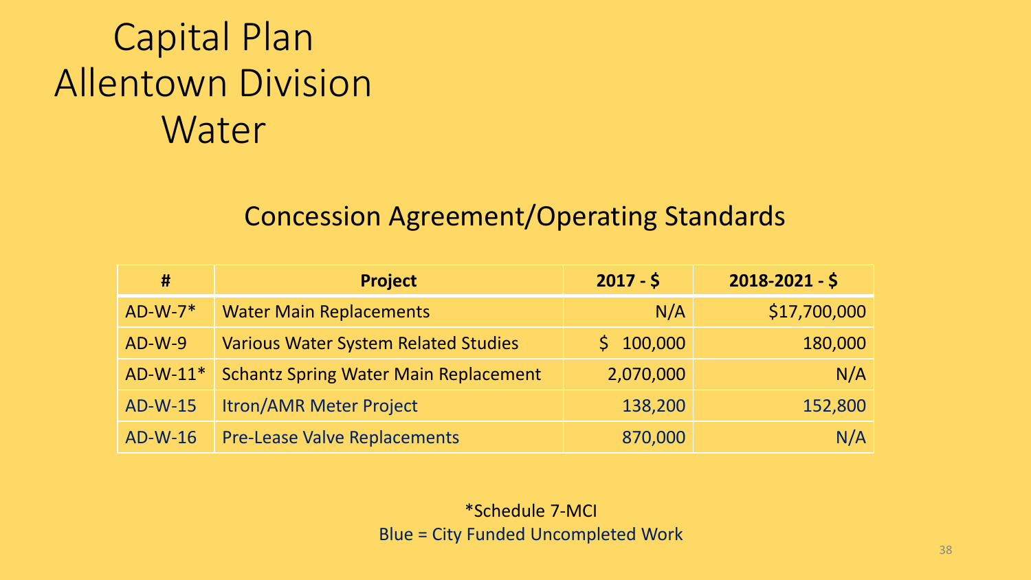# Capital Plan Allentown Division Water

## Concession Agreement/Operating Standards

| # | Project | 2017 - $ | 2018-2021 - $ |
|---|---|---|---|
| AD-W-7* | Water Main Replacements | N/A | $17,700,000 |
| AD-W-9 | Various Water System Related Studies | $ 100,000 | 180,000 |
| AD-W-11* | Schantz Spring Water Main Replacement | 2,070,000 | N/A |
| AD-W-15 | Itron/AMR Meter Project | 138,200 | 152,800 |
| AD-W-16 | Pre-Lease Valve Replacements | 870,000 | N/A |

*Schedule 7-MCI

Blue = City Funded Uncompleted Work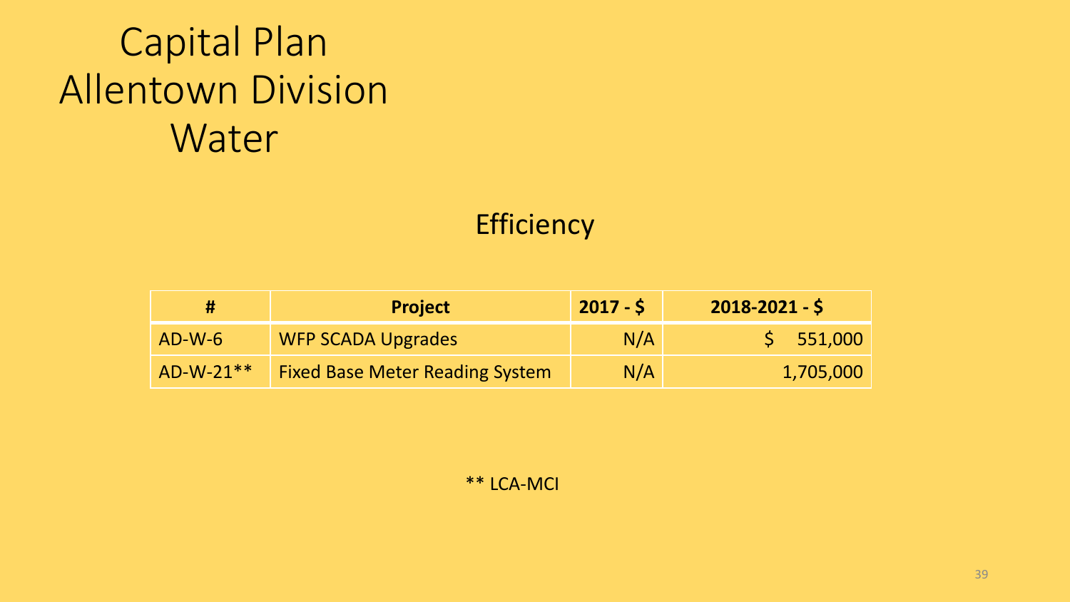# Capital Plan Allentown Division Water

## Efficiency

| # | Project | 2017 - $ | 2018-2021 - $ |
|---|---|---|---|
| AD-W-6 | WFP SCADA Upgrades | N/A | $ 551,000 |
| AD-W-21** | Fixed Base Meter Reading System | N/A | 1,705,000 |

** LCA-MCI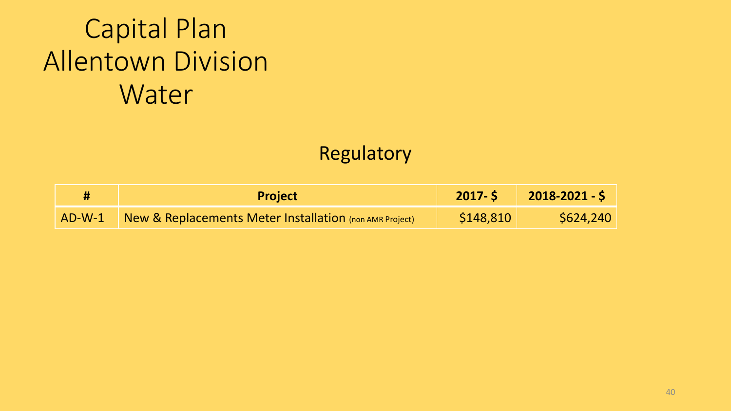# Capital Plan
# Allentown Division
# Water

## Regulatory

| # | Project | 2017- $ | 2018-2021 - $ |
|---|---|---|---|
| AD-W-1 | New & Replacements Meter Installation (non AMR Project) | $148,810 | $624,240 |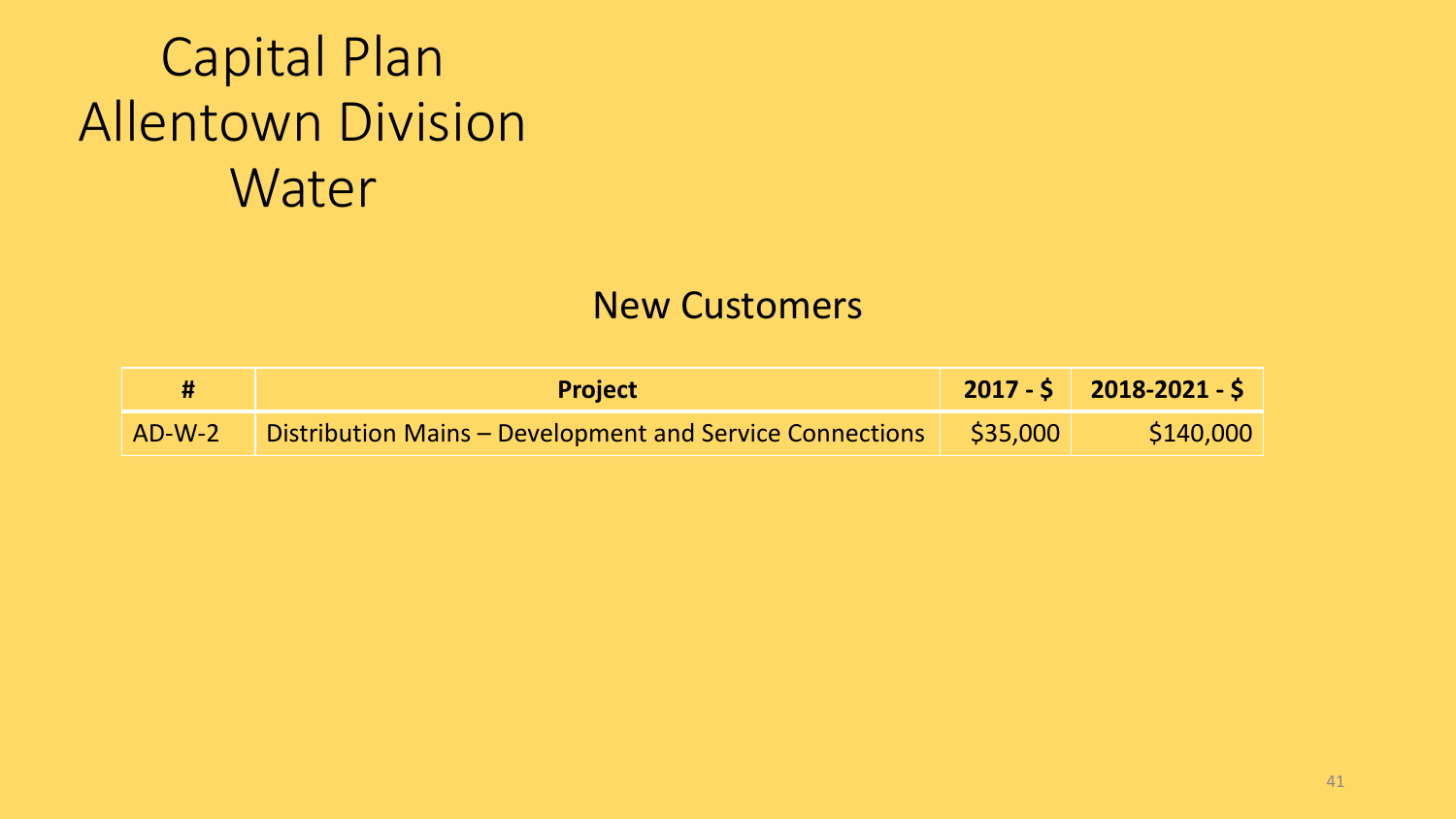# Capital Plan
# Allentown Division
# Water

## New Customers

| # | Project | 2017 - $ | 2018-2021 - $ |
|---|---|---|---|
| AD-W-2 | Distribution Mains – Development and Service Connections | $35,000 | $140,000 |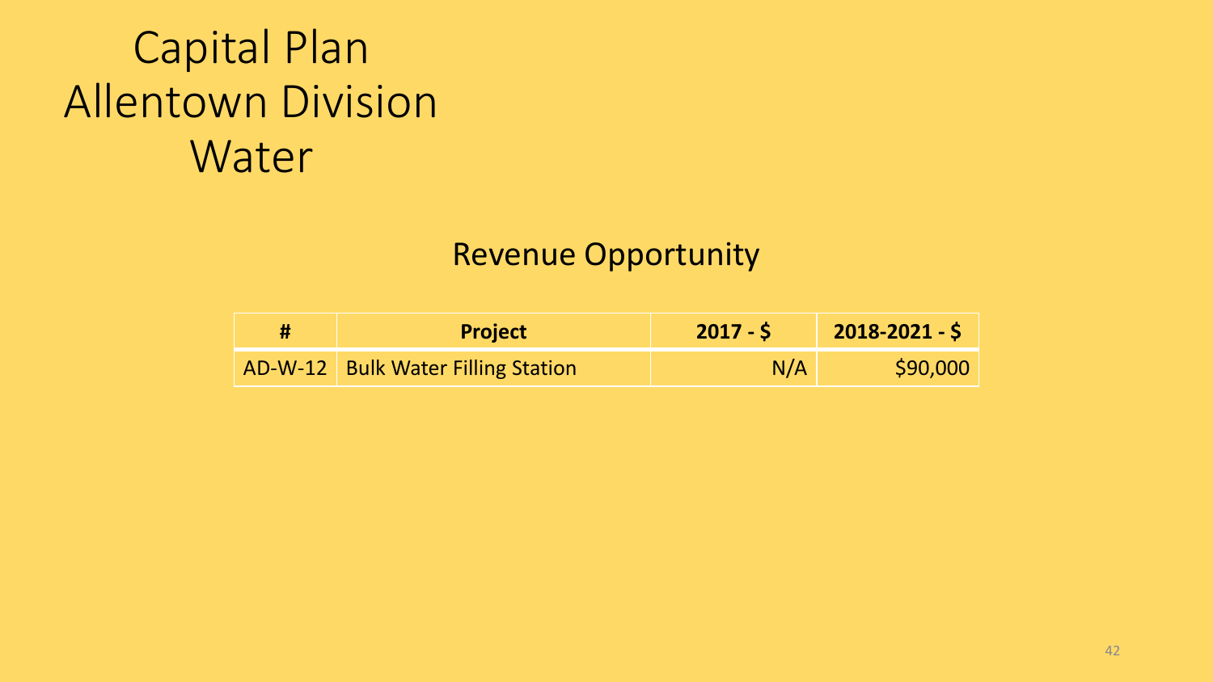# Capital Plan Allentown Division Water

## Revenue Opportunity

| # | Project | 2017 - $ | 2018-2021 - $ |
|---|---|---|---|
| AD-W-12 | Bulk Water Filling Station | N/A | $90,000 |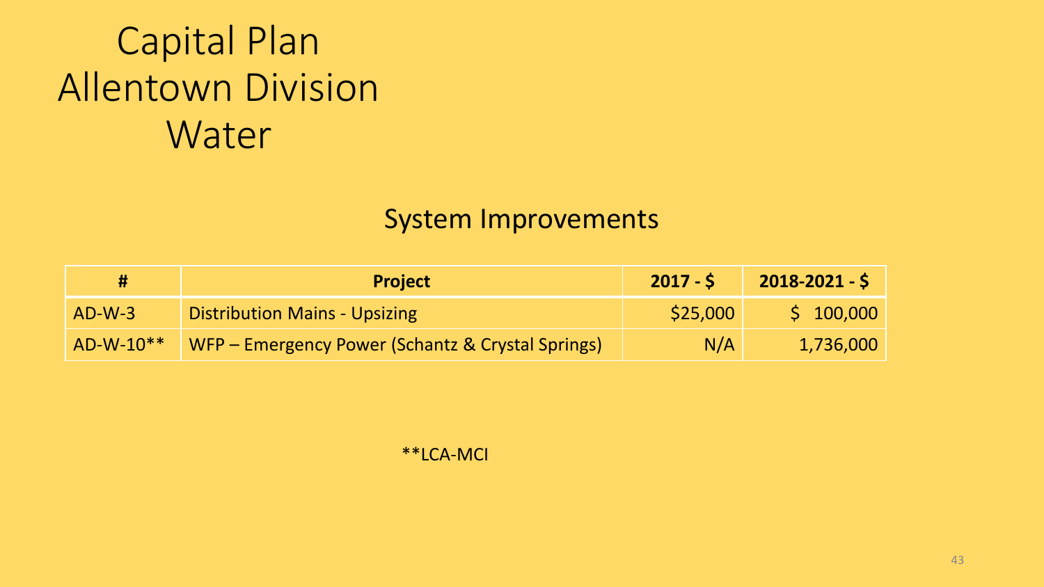# Capital Plan Allentown Division Water

## System Improvements

| # | Project | 2017 - $ | 2018-2021 - $ |
|---|---|---|---|
| AD-W-3 | Distribution Mains - Upsizing | $25,000 | $ 100,000 |
| AD-W-10** | WFP – Emergency Power (Schantz & Crystal Springs) | N/A | 1,736,000 |

**LCA-MCI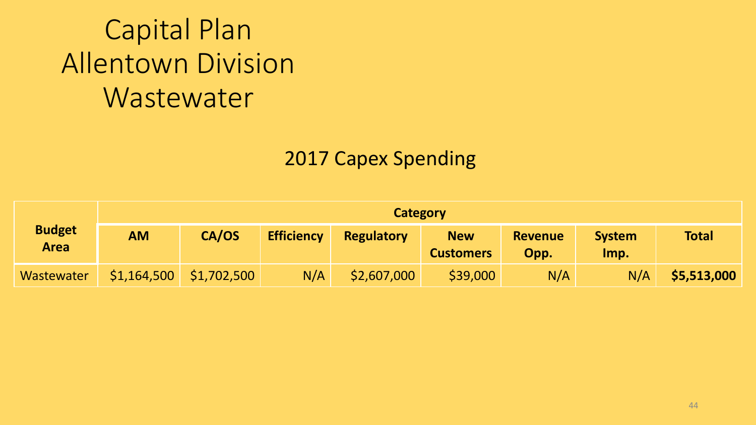# Capital Plan
# Allentown Division
# Wastewater

## 2017 Capex Spending

| Budget Area | Category | | | | | | | |
|---|---|---|---|---|---|---|---|---|
| | **AM** | **CA/OS** | **Efficiency** | **Regulatory** | **New Customers** | **Revenue Opp.** | **System Imp.** | **Total** |
| Wastewater | $1,164,500 | $1,702,500 | N/A | $2,607,000 | $39,000 | N/A | N/A | **$5,513,000** |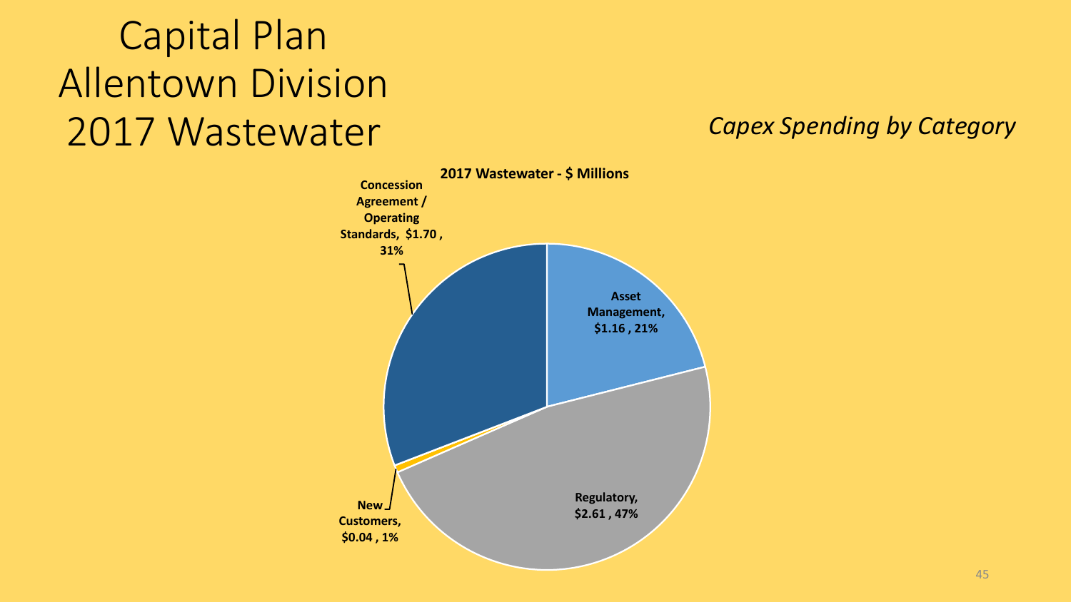# Capital Plan Allentown Division 2017 Wastewater

*Capex Spending by Category*

**2017 Wastewater - $ Millions**

| Category | $ Millions | % |
|---|---|---|
| Concession Agreement / Operating Standards | $1.70 | 31% |
| Asset Management | $1.16 | 21% |
| Regulatory | $2.61 | 47% |
| New Customers | $0.04 | 1% |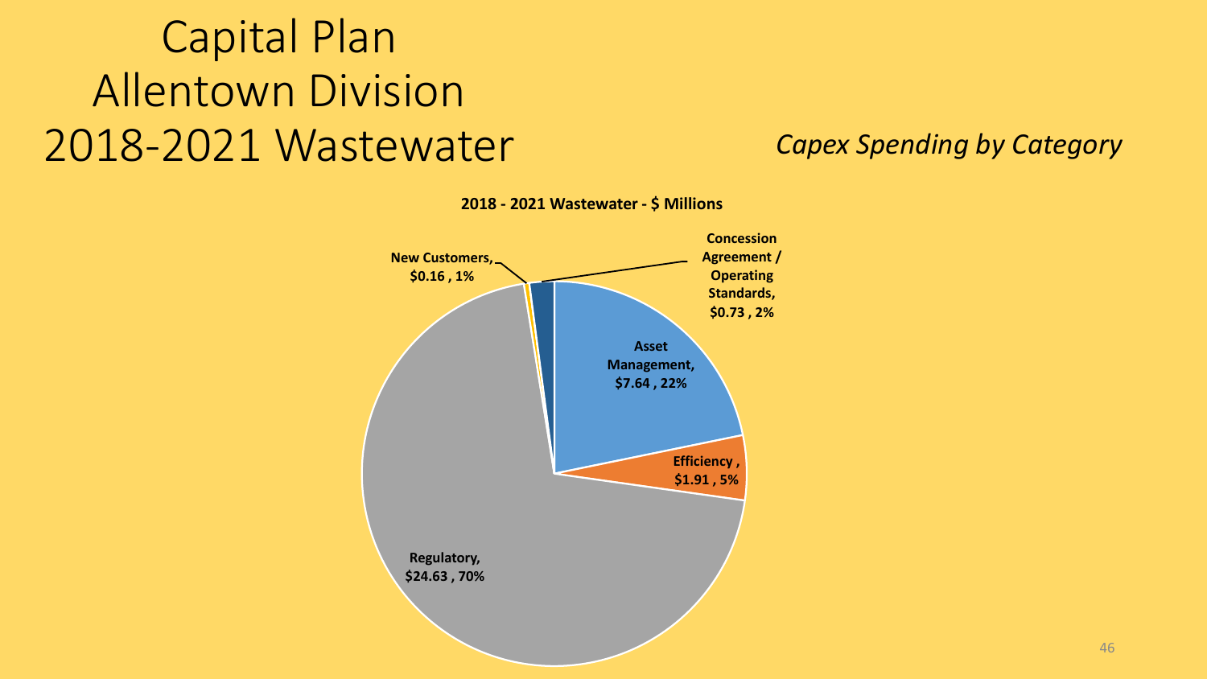# Capital Plan Allentown Division 2018-2021 Wastewater

*Capex Spending by Category*

**2018 - 2021 Wastewater - $ Millions**

| Category | $ Millions | % |
| --- | --- | --- |
| Asset Management | $7.64 | 22% |
| Efficiency | $1.91 | 5% |
| Regulatory | $24.63 | 70% |
| New Customers | $0.16 | 1% |
| Concession Agreement / Operating Standards | $0.73 | 2% |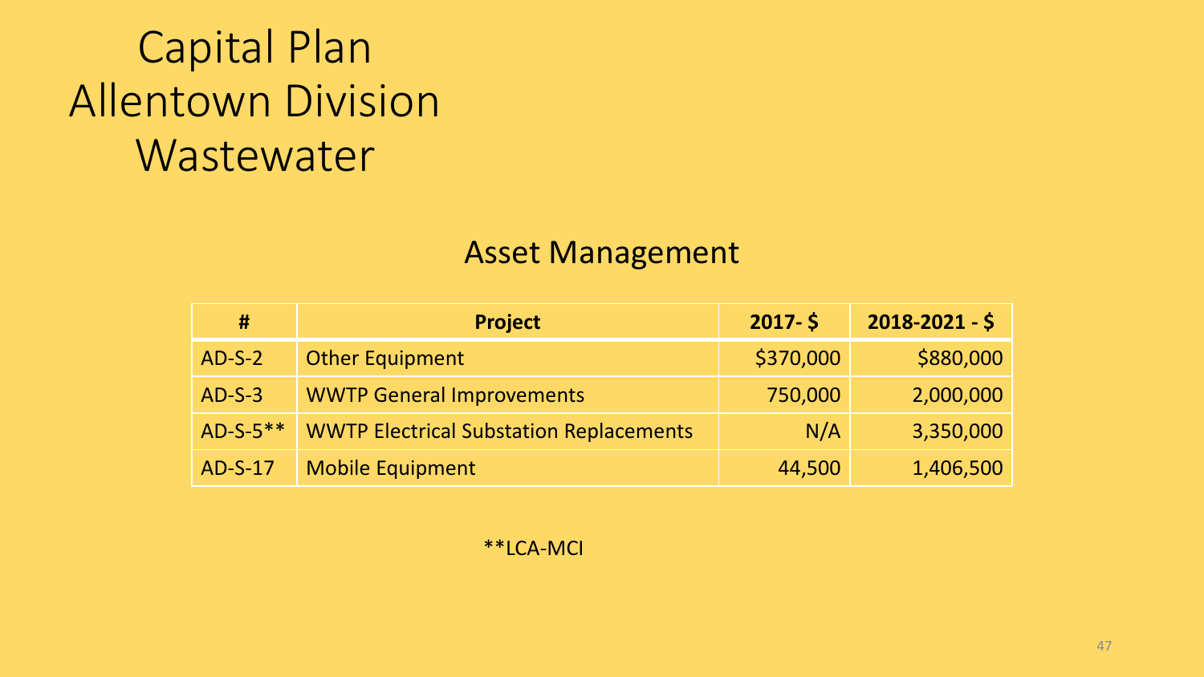# Capital Plan
# Allentown Division
# Wastewater

## Asset Management

| # | Project | 2017- $ | 2018-2021 - $ |
|---|---|---|---|
| AD-S-2 | Other Equipment | $370,000 | $880,000 |
| AD-S-3 | WWTP General Improvements | 750,000 | 2,000,000 |
| AD-S-5** | WWTP Electrical Substation Replacements | N/A | 3,350,000 |
| AD-S-17 | Mobile Equipment | 44,500 | 1,406,500 |

**LCA-MCI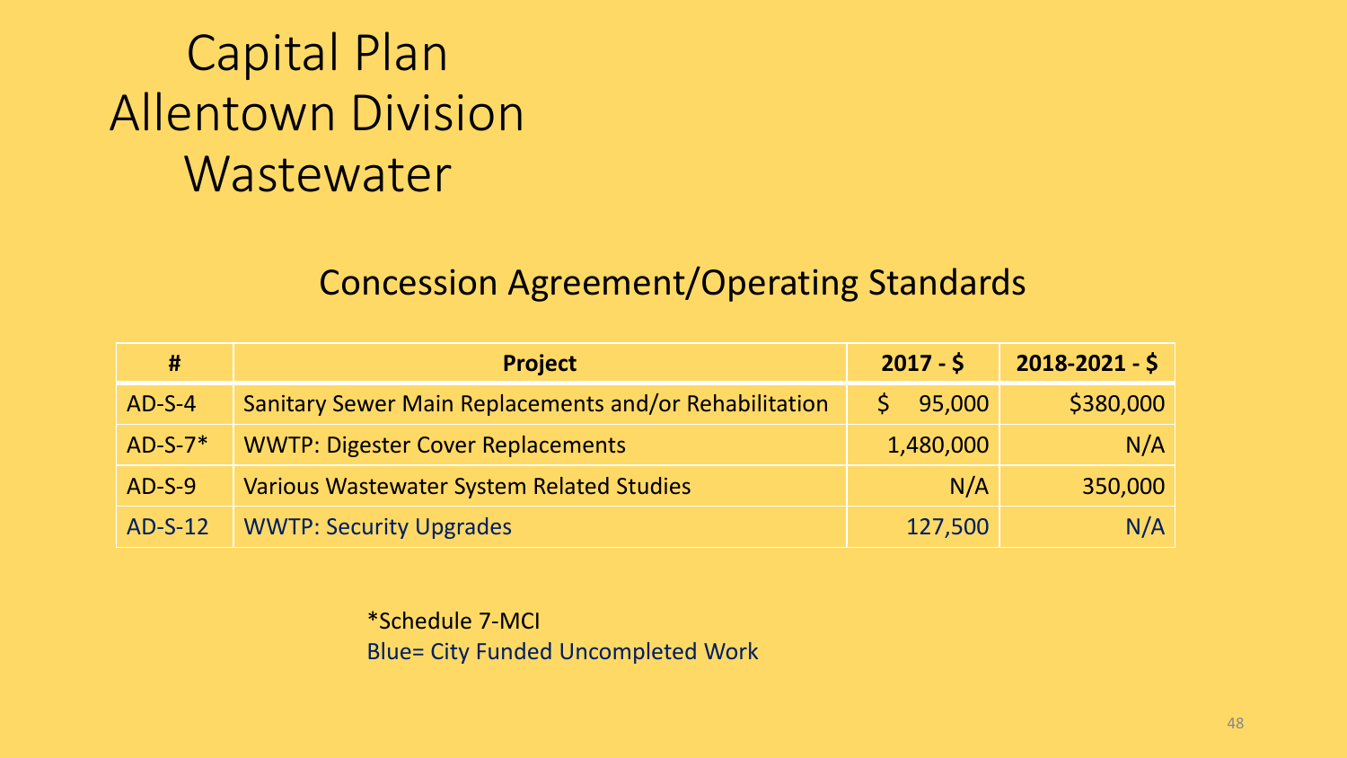# Capital Plan Allentown Division Wastewater

## Concession Agreement/Operating Standards

| # | Project | 2017 - $ | 2018-2021 - $ |
|---|---|---|---|
| AD-S-4 | Sanitary Sewer Main Replacements and/or Rehabilitation | $ 95,000 | $380,000 |
| AD-S-7* | WWTP: Digester Cover Replacements | 1,480,000 | N/A |
| AD-S-9 | Various Wastewater System Related Studies | N/A | 350,000 |
| AD-S-12 | WWTP: Security Upgrades | 127,500 | N/A |

*Schedule 7-MCI

Blue= City Funded Uncompleted Work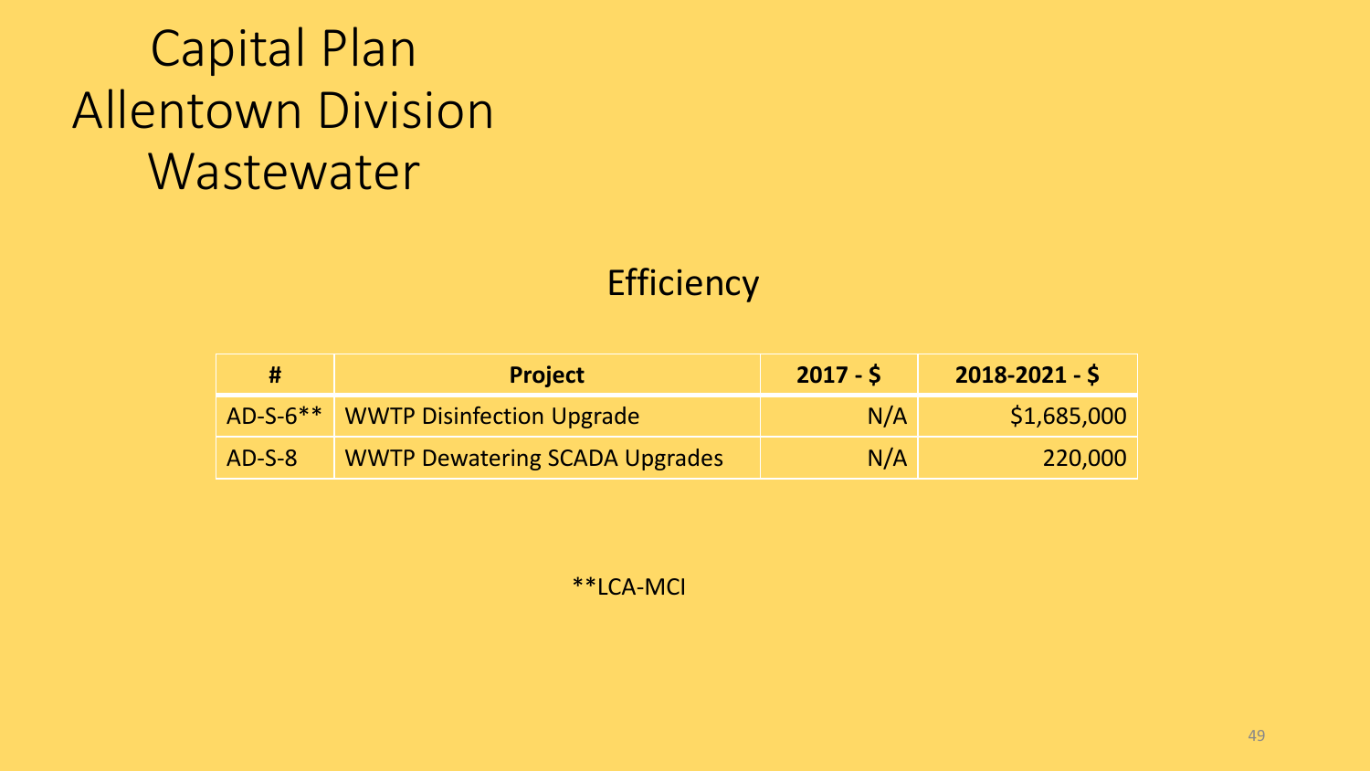# Capital Plan Allentown Division Wastewater

## Efficiency

| # | Project | 2017 - $ | 2018-2021 - $ |
|---|---|---|---|
| AD-S-6** | WWTP Disinfection Upgrade | N/A | $1,685,000 |
| AD-S-8 | WWTP Dewatering SCADA Upgrades | N/A | 220,000 |

**LCA-MCI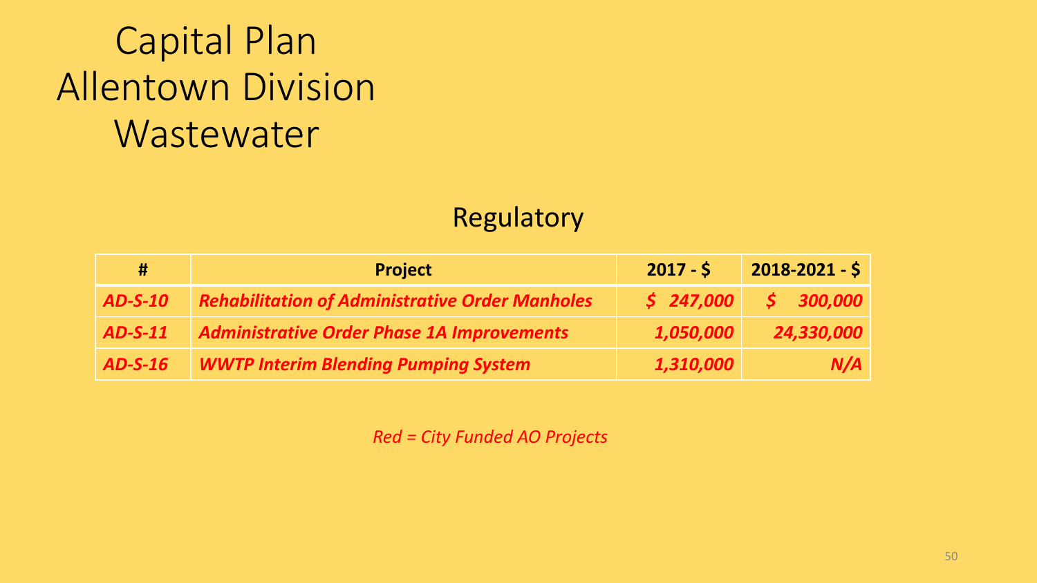# Capital Plan
# Allentown Division
# Wastewater

## Regulatory

| # | Project | 2017 - $ | 2018-2021 - $ |
|---|---|---|---|
| ***AD-S-10*** | ***Rehabilitation of Administrative Order Manholes*** | ***$ 247,000*** | ***$ 300,000*** |
| ***AD-S-11*** | ***Administrative Order Phase 1A Improvements*** | ***1,050,000*** | ***24,330,000*** |
| ***AD-S-16*** | ***WWTP Interim Blending Pumping System*** | ***1,310,000*** | ***N/A*** |

*Red = City Funded AO Projects*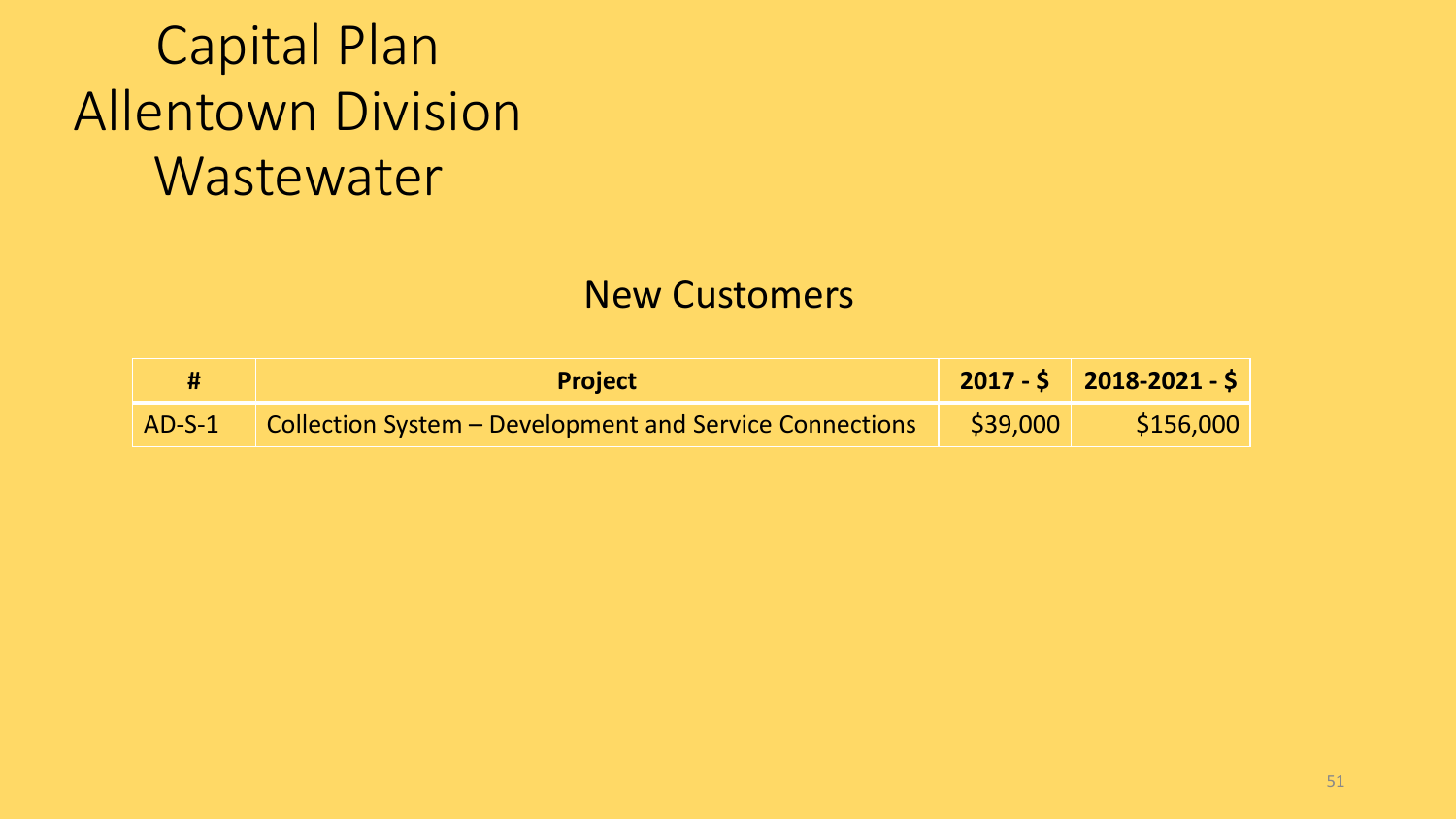# Capital Plan
# Allentown Division
# Wastewater

## New Customers

| # | Project | 2017 - $ | 2018-2021 - $ |
|---|---|---|---|
| AD-S-1 | Collection System – Development and Service Connections | $39,000 | $156,000 |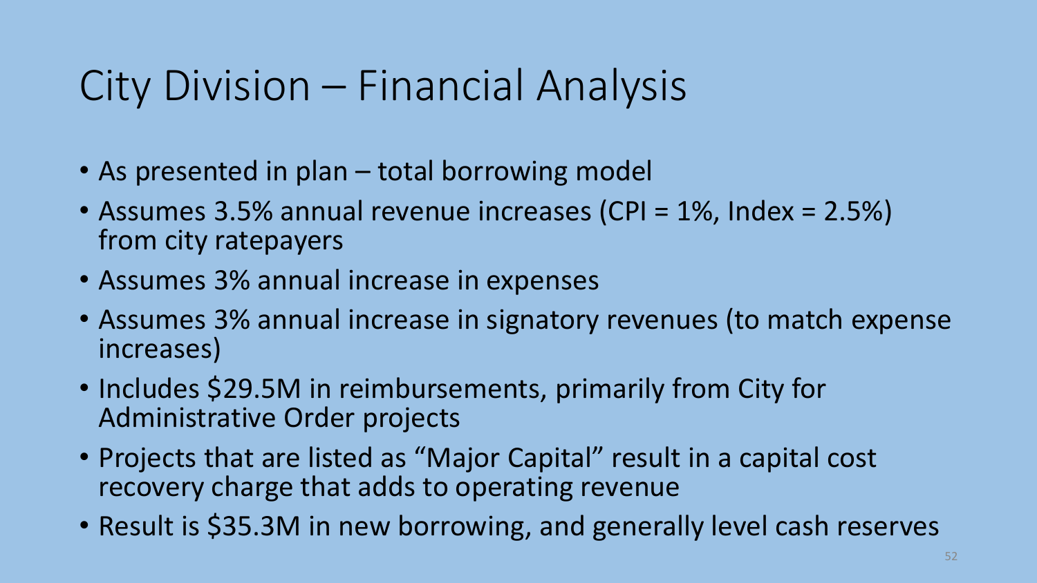# City Division – Financial Analysis

- As presented in plan – total borrowing model
- Assumes 3.5% annual revenue increases (CPI = 1%, Index = 2.5%) from city ratepayers
- Assumes 3% annual increase in expenses
- Assumes 3% annual increase in signatory revenues (to match expense increases)
- Includes $29.5M in reimbursements, primarily from City for Administrative Order projects
- Projects that are listed as "Major Capital" result in a capital cost recovery charge that adds to operating revenue
- Result is $35.3M in new borrowing, and generally level cash reserves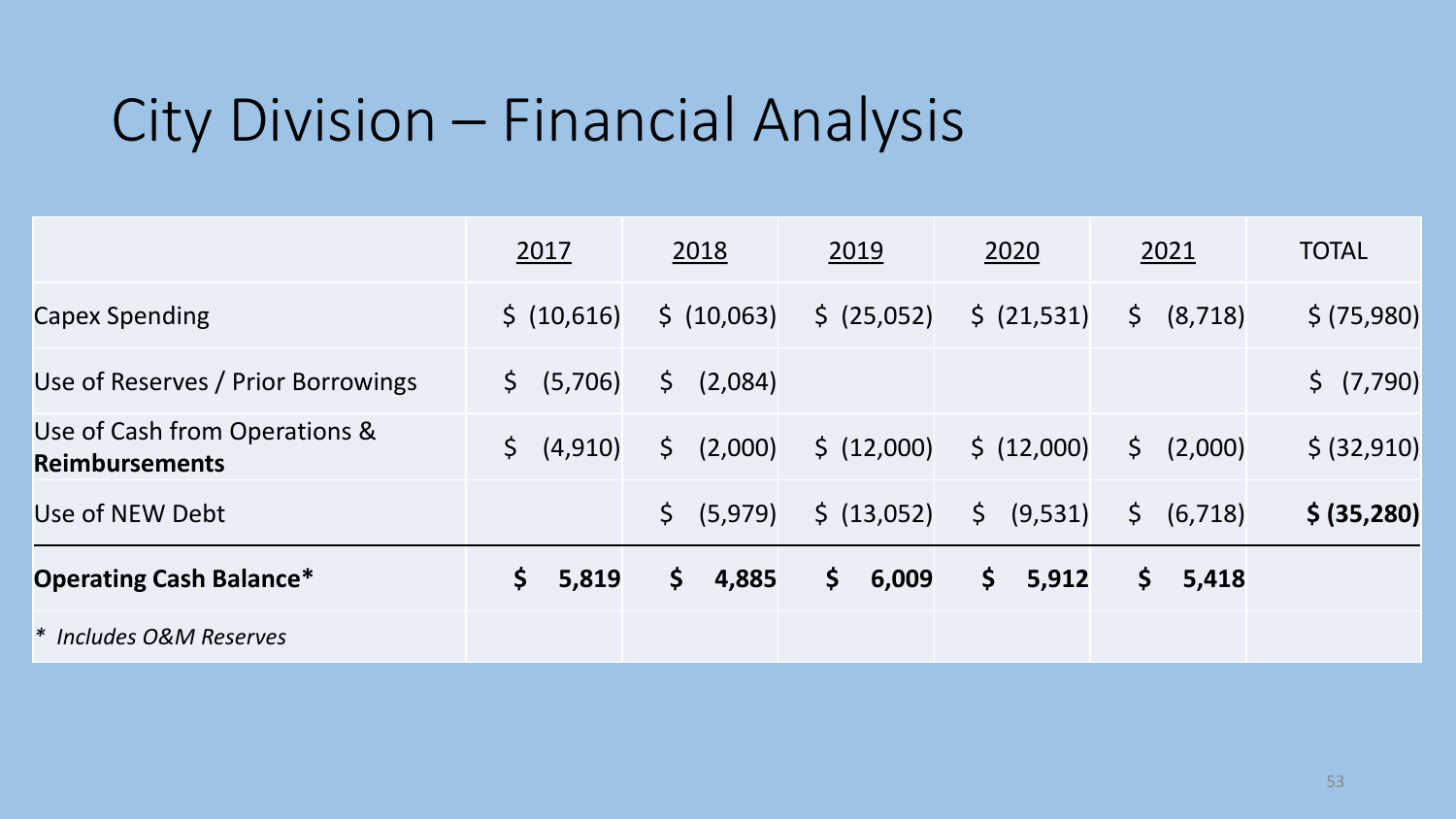# City Division – Financial Analysis

| | 2017 | 2018 | 2019 | 2020 | 2021 | TOTAL |
|---|---|---|---|---|---|---|
| Capex Spending | $ (10,616) | $ (10,063) | $ (25,052) | $ (21,531) | $ (8,718) | $ (75,980) |
| Use of Reserves / Prior Borrowings | $ (5,706) | $ (2,084) | | | | $ (7,790) |
| Use of Cash from Operations & **Reimbursements** | $ (4,910) | $ (2,000) | $ (12,000) | $ (12,000) | $ (2,000) | $ (32,910) |
| Use of NEW Debt | | $ (5,979) | $ (13,052) | $ (9,531) | $ (6,718) | **$ (35,280)** |
| **Operating Cash Balance*** | **$ 5,819** | **$ 4,885** | **$ 6,009** | **$ 5,912** | **$ 5,418** | |
| *\* Includes O&M Reserves* | | | | | | |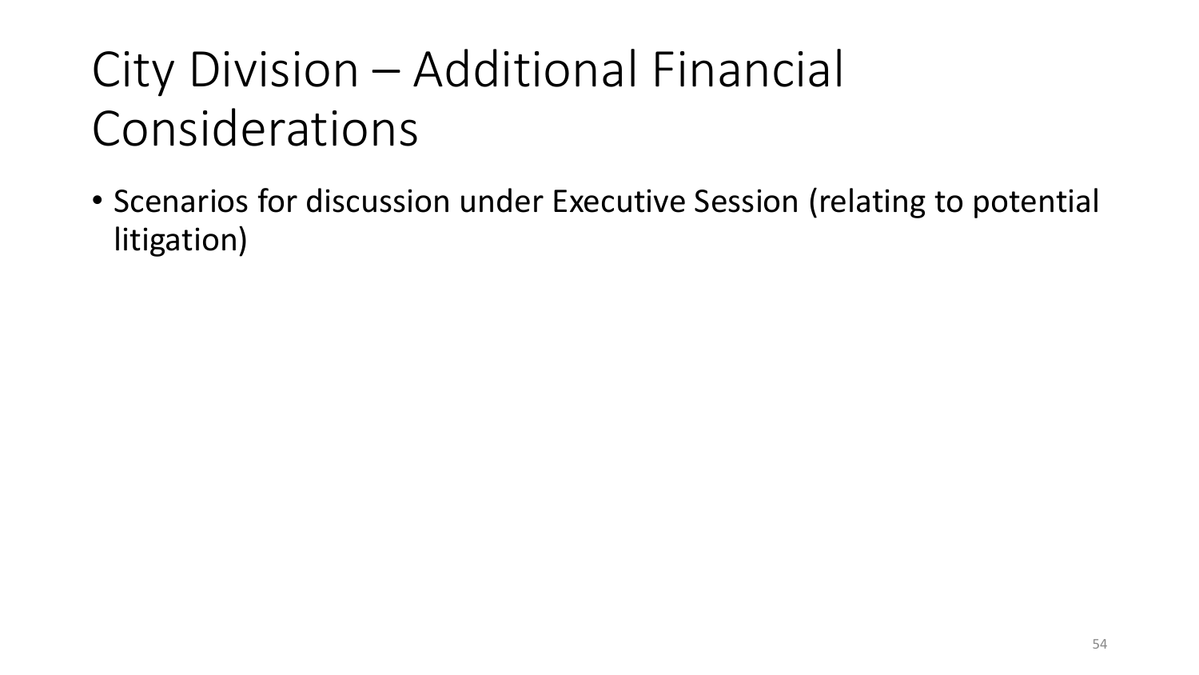# City Division – Additional Financial Considerations

- Scenarios for discussion under Executive Session (relating to potential litigation)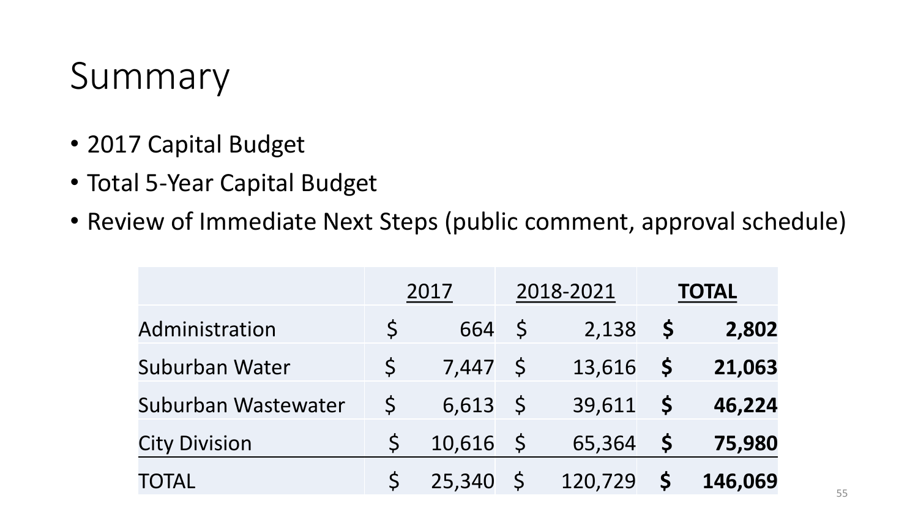# Summary

- 2017 Capital Budget
- Total 5-Year Capital Budget
- Review of Immediate Next Steps (public comment, approval schedule)

| | 2017 | 2018-2021 | **TOTAL** |
|---|---|---|---|
| Administration | $ 664 | $ 2,138 | **$ 2,802** |
| Suburban Water | $ 7,447 | $ 13,616 | **$ 21,063** |
| Suburban Wastewater | $ 6,613 | $ 39,611 | **$ 46,224** |
| City Division | $ 10,616 | $ 65,364 | **$ 75,980** |
| TOTAL | $ 25,340 | $ 120,729 | **$ 146,069** |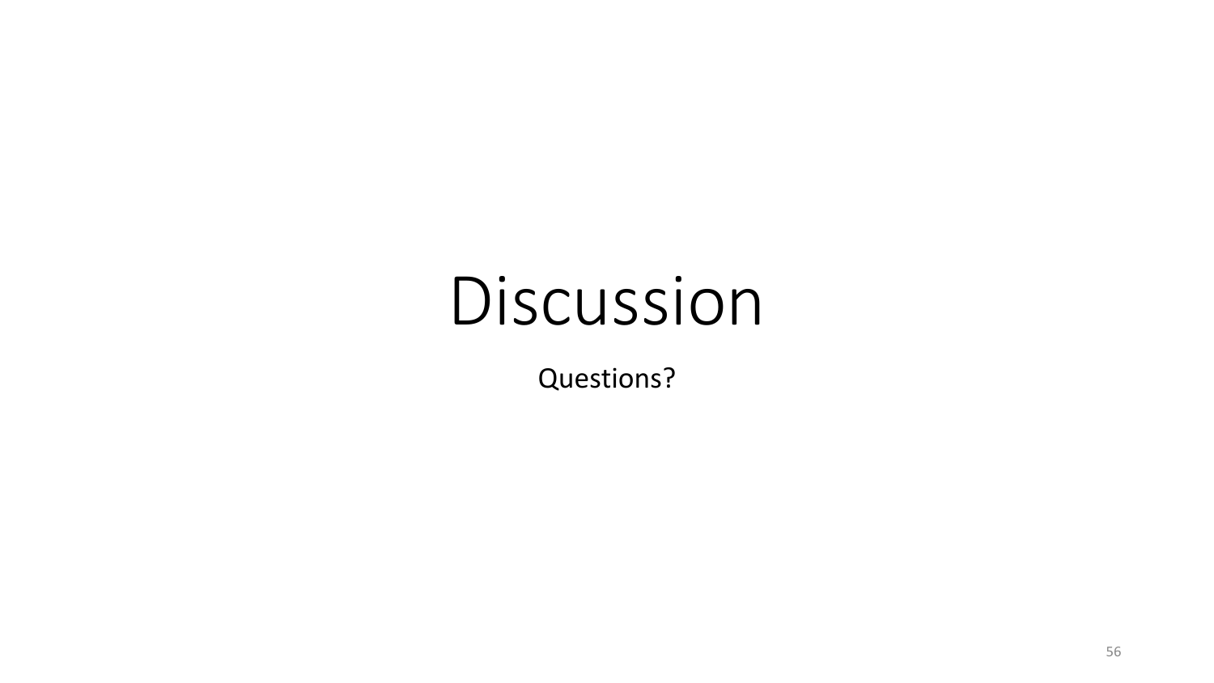# Discussion

Questions?